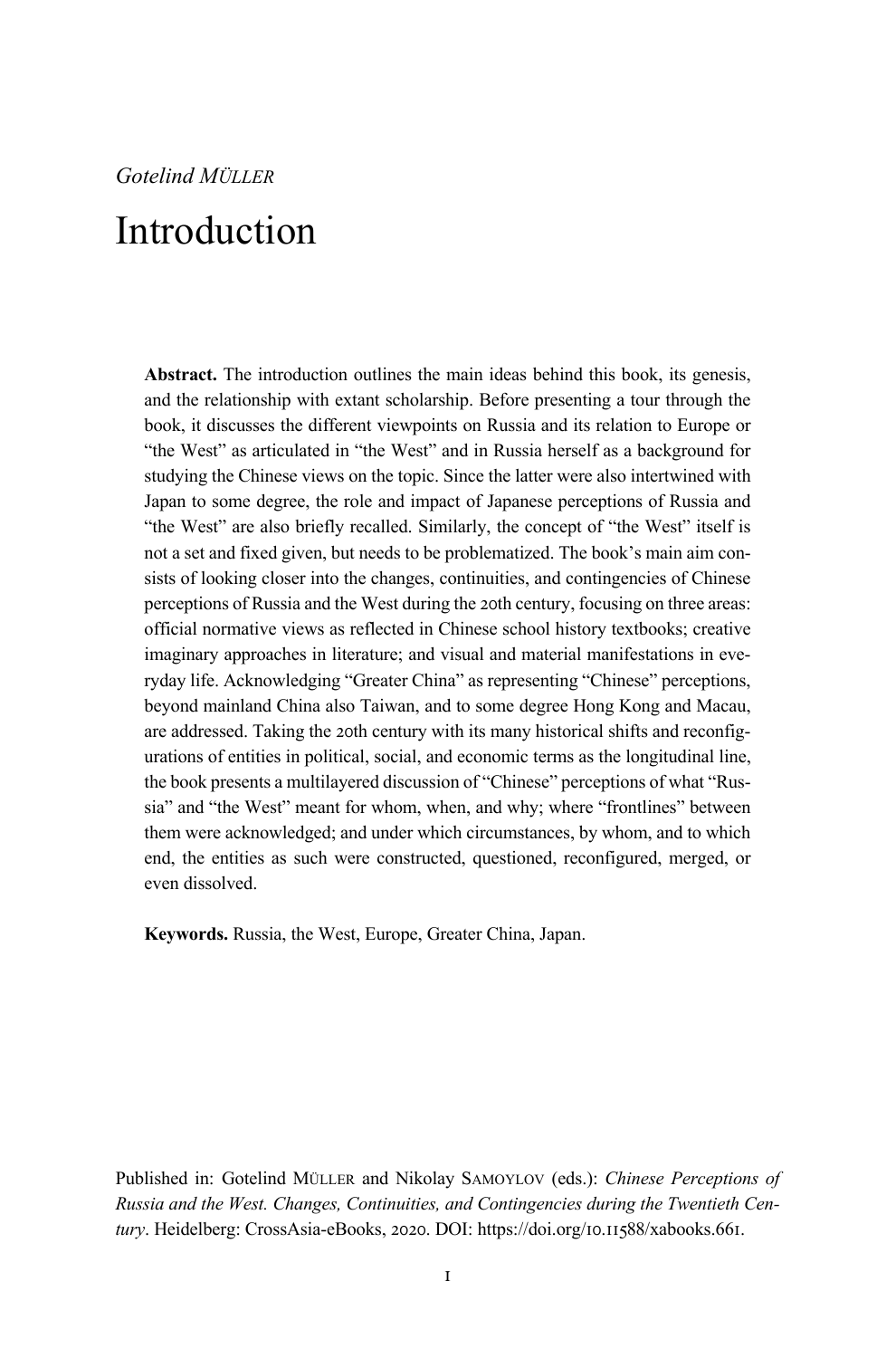*Gotelind MÜLLER*

# Introduction

**Abstract.** The introduction outlines the main ideas behind this book, its genesis, and the relationship with extant scholarship. Before presenting a tour through the book, it discusses the different viewpoints on Russia and its relation to Europe or "the West" as articulated in "the West" and in Russia herself as a background for studying the Chinese views on the topic. Since the latter were also intertwined with Japan to some degree, the role and impact of Japanese perceptions of Russia and "the West" are also briefly recalled. Similarly, the concept of "the West" itself is not a set and fixed given, but needs to be problematized. The book's main aim consists of looking closer into the changes, continuities, and contingencies of Chinese perceptions of Russia and the West during the 20th century, focusing on three areas: official normative views as reflected in Chinese school history textbooks; creative imaginary approaches in literature; and visual and material manifestations in everyday life. Acknowledging "Greater China" as representing "Chinese" perceptions, beyond mainland China also Taiwan, and to some degree Hong Kong and Macau, are addressed. Taking the 20th century with its many historical shifts and reconfigurations of entities in political, social, and economic terms as the longitudinal line, the book presents a multilayered discussion of "Chinese" perceptions of what "Russia" and "the West" meant for whom, when, and why; where "frontlines" between them were acknowledged; and under which circumstances, by whom, and to which end, the entities as such were constructed, questioned, reconfigured, merged, or even dissolved.

**Keywords.** Russia, the West, Europe, Greater China, Japan.

Published in: Gotelind MÜLLER and Nikolay SAMOYLOV (eds.): *Chinese Perceptions of Russia and the West. Changes, Continuities, and Contingencies during the Twentieth Century*. Heidelberg: CrossAsia-eBooks, 2020. DOI: https://doi.org/10.11588/xabooks.661.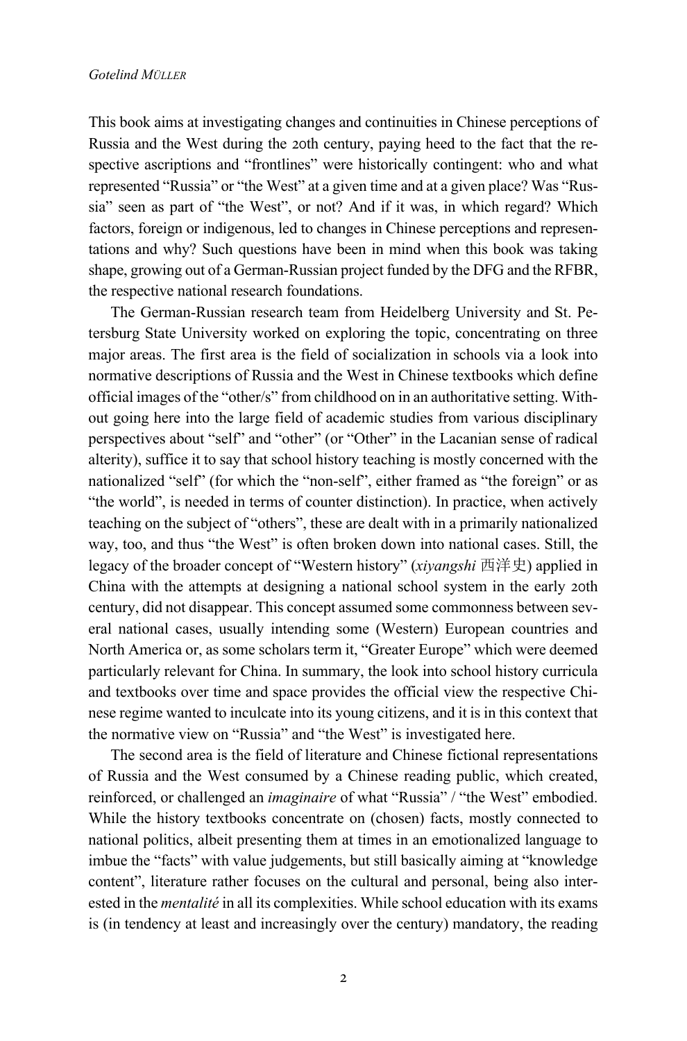This book aims at investigating changes and continuities in Chinese perceptions of Russia and the West during the 20th century, paying heed to the fact that the respective ascriptions and "frontlines" were historically contingent: who and what represented "Russia" or "the West" at a given time and at a given place? Was "Russia" seen as part of "the West", or not? And if it was, in which regard? Which factors, foreign or indigenous, led to changes in Chinese perceptions and representations and why? Such questions have been in mind when this book was taking shape, growing out of a German-Russian project funded by the DFG and the RFBR, the respective national research foundations.

The German-Russian research team from Heidelberg University and St. Petersburg State University worked on exploring the topic, concentrating on three major areas. The first area is the field of socialization in schools via a look into normative descriptions of Russia and the West in Chinese textbooks which define official images of the "other/s" from childhood on in an authoritative setting. Without going here into the large field of academic studies from various disciplinary perspectives about "self" and "other" (or "Other" in the Lacanian sense of radical alterity), suffice it to say that school history teaching is mostly concerned with the nationalized "self" (for which the "non-self", either framed as "the foreign" or as "the world", is needed in terms of counter distinction). In practice, when actively teaching on the subject of "others", these are dealt with in a primarily nationalized way, too, and thus "the West" is often broken down into national cases. Still, the legacy of the broader concept of "Western history" (*xiyangshi* 西洋史) applied in China with the attempts at designing a national school system in the early 20th century, did not disappear. This concept assumed some commonness between several national cases, usually intending some (Western) European countries and North America or, as some scholars term it, "Greater Europe" which were deemed particularly relevant for China. In summary, the look into school history curricula and textbooks over time and space provides the official view the respective Chinese regime wanted to inculcate into its young citizens, and it is in this context that the normative view on "Russia" and "the West" is investigated here.

The second area is the field of literature and Chinese fictional representations of Russia and the West consumed by a Chinese reading public, which created, reinforced, or challenged an *imaginaire* of what "Russia" / "the West" embodied. While the history textbooks concentrate on (chosen) facts, mostly connected to national politics, albeit presenting them at times in an emotionalized language to imbue the "facts" with value judgements, but still basically aiming at "knowledge content", literature rather focuses on the cultural and personal, being also interested in the *mentalité* in all its complexities. While school education with its exams is (in tendency at least and increasingly over the century) mandatory, the reading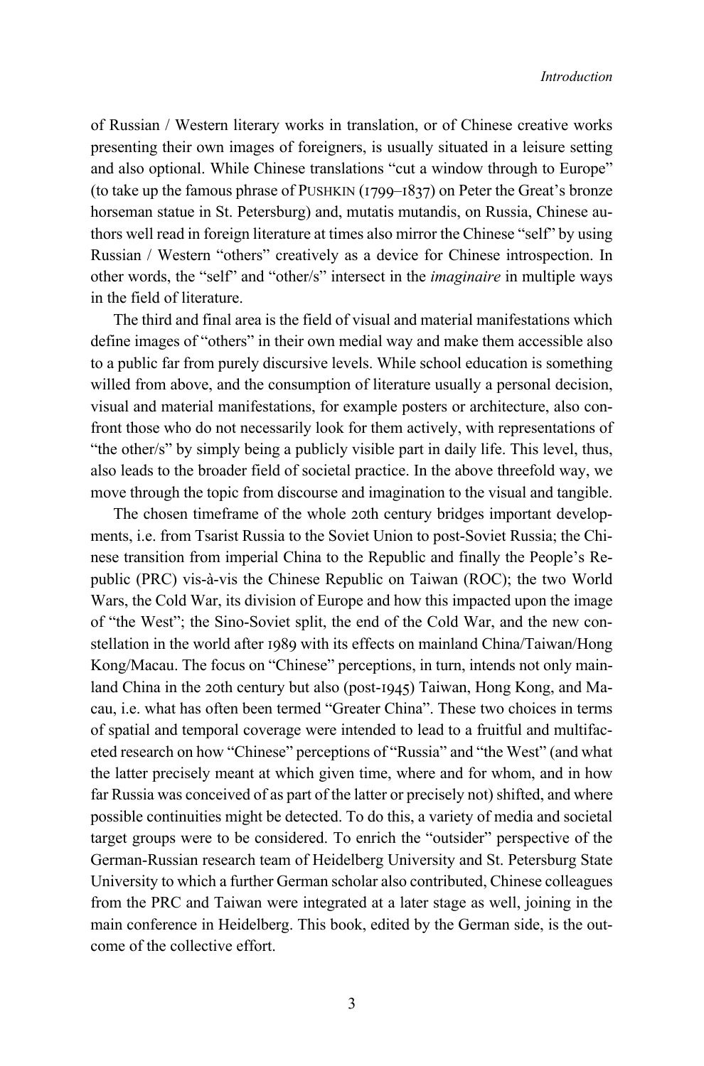of Russian / Western literary works in translation, or of Chinese creative works presenting their own images of foreigners, is usually situated in a leisure setting and also optional. While Chinese translations "cut a window through to Europe" (to take up the famous phrase of PUSHKIN (1799–1837) on Peter the Great's bronze horseman statue in St. Petersburg) and, mutatis mutandis, on Russia, Chinese authors well read in foreign literature at times also mirror the Chinese "self" by using Russian / Western "others" creatively as a device for Chinese introspection. In other words, the "self" and "other/s" intersect in the *imaginaire* in multiple ways in the field of literature.

The third and final area is the field of visual and material manifestations which define images of "others" in their own medial way and make them accessible also to a public far from purely discursive levels. While school education is something willed from above, and the consumption of literature usually a personal decision, visual and material manifestations, for example posters or architecture, also confront those who do not necessarily look for them actively, with representations of "the other/s" by simply being a publicly visible part in daily life. This level, thus, also leads to the broader field of societal practice. In the above threefold way, we move through the topic from discourse and imagination to the visual and tangible.

The chosen timeframe of the whole 20th century bridges important developments, i.e. from Tsarist Russia to the Soviet Union to post-Soviet Russia; the Chinese transition from imperial China to the Republic and finally the People's Republic (PRC) vis-à-vis the Chinese Republic on Taiwan (ROC); the two World Wars, the Cold War, its division of Europe and how this impacted upon the image of "the West"; the Sino-Soviet split, the end of the Cold War, and the new constellation in the world after 1989 with its effects on mainland China/Taiwan/Hong Kong/Macau. The focus on "Chinese" perceptions, in turn, intends not only mainland China in the 20th century but also (post-1945) Taiwan, Hong Kong, and Macau, i.e. what has often been termed "Greater China". These two choices in terms of spatial and temporal coverage were intended to lead to a fruitful and multifaceted research on how "Chinese" perceptions of "Russia" and "the West" (and what the latter precisely meant at which given time, where and for whom, and in how far Russia was conceived of as part of the latter or precisely not) shifted, and where possible continuities might be detected. To do this, a variety of media and societal target groups were to be considered. To enrich the "outsider" perspective of the German-Russian research team of Heidelberg University and St. Petersburg State University to which a further German scholar also contributed, Chinese colleagues from the PRC and Taiwan were integrated at a later stage as well, joining in the main conference in Heidelberg. This book, edited by the German side, is the outcome of the collective effort.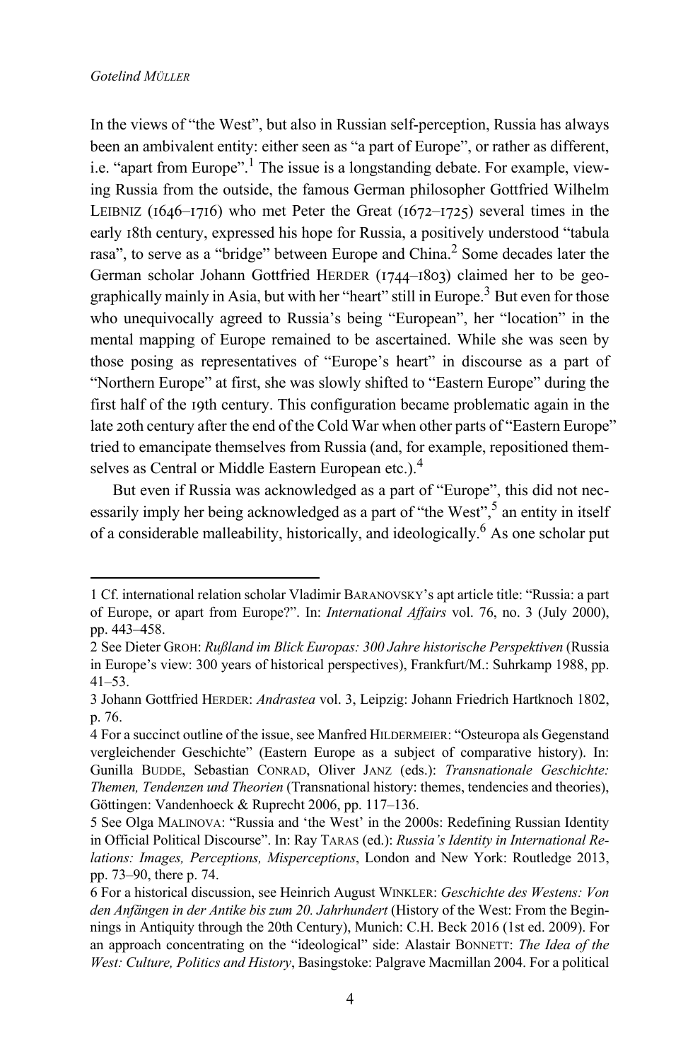In the views of "the West", but also in Russian self-perception, Russia has always been an ambivalent entity: either seen as "a part of Europe", or rather as different, i.e. "apart from Europe".[1] The issue is a longstanding debate. For example, viewing Russia from the outside, the famous German philosopher Gottfried Wilhelm LEIBNIZ (1646–1716) who met Peter the Great (1672–1725) several times in the early 18th century, expressed his hope for Russia, a positively understood "tabula rasa", to serve as a "bridge" between Europe and China.[2] Some decades later the German scholar Johann Gottfried HERDER (1744–1803) claimed her to be geographically mainly in Asia, but with her "heart" still in Europe.[3] But even for those who unequivocally agreed to Russia's being "European", her "location" in the mental mapping of Europe remained to be ascertained. While she was seen by those posing as representatives of "Europe's heart" in discourse as a part of "Northern Europe" at first, she was slowly shifted to "Eastern Europe" during the first half of the 19th century. This configuration became problematic again in the late 20th century after the end of the Cold War when other parts of "Eastern Europe" tried to emancipate themselves from Russia (and, for example, repositioned themselves as Central or Middle Eastern European etc.).[4]

But even if Russia was acknowledged as a part of "Europe", this did not necessarily imply her being acknowledged as a part of "the West",[5] an entity in itself of a considerable malleability, historically, and ideologically.[6] As one scholar put

---

1 Cf. international relation scholar Vladimir BARANOVSKY's apt article title: "Russia: a part of Europe, or apart from Europe?". In: *International Affairs* vol. 76, no. 3 (July 2000), pp. 443–458.

2 See Dieter GROH: *Rußland im Blick Europas: 300 Jahre historische Perspektiven* (Russia in Europe's view: 300 years of historical perspectives), Frankfurt/M.: Suhrkamp 1988, pp. 41–53.

3 Johann Gottfried HERDER: *Andrastea* vol. 3, Leipzig: Johann Friedrich Hartknoch 1802, p. 76.

4 For a succinct outline of the issue, see Manfred HILDERMEIER: "Osteuropa als Gegenstand vergleichender Geschichte" (Eastern Europe as a subject of comparative history). In: Gunilla BUDDE, Sebastian CONRAD, Oliver JANZ (eds.): *Transnationale Geschichte: Themen, Tendenzen und Theorien* (Transnational history: themes, tendencies and theories), Göttingen: Vandenhoeck & Ruprecht 2006, pp. 117–136.

5 See Olga MALINOVA: "Russia and 'the West' in the 2000s: Redefining Russian Identity in Official Political Discourse". In: Ray TARAS (ed.): *Russia's Identity in International Relations: Images, Perceptions, Misperceptions*, London and New York: Routledge 2013, pp. 73–90, there p. 74.

6 For a historical discussion, see Heinrich August WINKLER: *Geschichte des Westens: Von den Anfängen in der Antike bis zum 20. Jahrhundert* (History of the West: From the Beginnings in Antiquity through the 20th Century), Munich: C.H. Beck 2016 (1st ed. 2009). For an approach concentrating on the "ideological" side: Alastair BONNETT: *The Idea of the West: Culture, Politics and History*, Basingstoke: Palgrave Macmillan 2004. For a political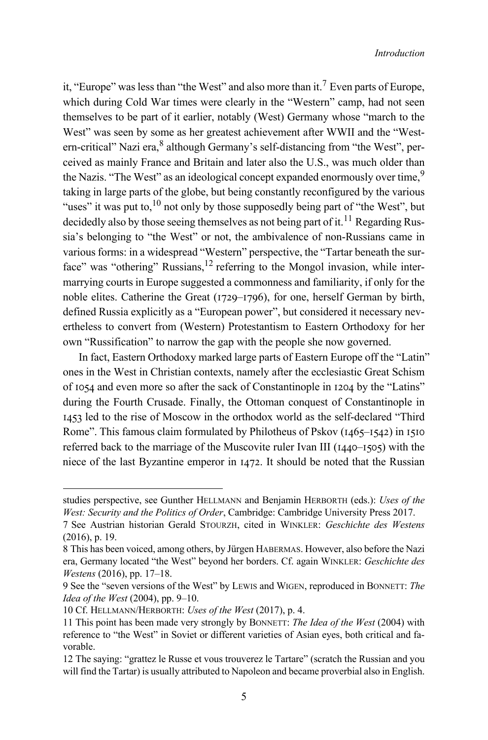it, "Europe" was less than "the West" and also more than it.[7] Even parts of Europe, which during Cold War times were clearly in the "Western" camp, had not seen themselves to be part of it earlier, notably (West) Germany whose "march to the West" was seen by some as her greatest achievement after WWII and the "Western-critical" Nazi era,[8] although Germany's self-distancing from "the West", perceived as mainly France and Britain and later also the U.S., was much older than the Nazis. "The West" as an ideological concept expanded enormously over time,[9] taking in large parts of the globe, but being constantly reconfigured by the various "uses" it was put to,[10] not only by those supposedly being part of "the West", but decidedly also by those seeing themselves as not being part of it.[11] Regarding Russia's belonging to "the West" or not, the ambivalence of non-Russians came in various forms: in a widespread "Western" perspective, the "Tartar beneath the surface" was "othering" Russians,[12] referring to the Mongol invasion, while intermarrying courts in Europe suggested a commonness and familiarity, if only for the noble elites. Catherine the Great (1729–1796), for one, herself German by birth, defined Russia explicitly as a "European power", but considered it necessary nevertheless to convert from (Western) Protestantism to Eastern Orthodoxy for her own "Russification" to narrow the gap with the people she now governed.

In fact, Eastern Orthodoxy marked large parts of Eastern Europe off the "Latin" ones in the West in Christian contexts, namely after the ecclesiastic Great Schism of 1054 and even more so after the sack of Constantinople in 1204 by the "Latins" during the Fourth Crusade. Finally, the Ottoman conquest of Constantinople in 1453 led to the rise of Moscow in the orthodox world as the self-declared "Third Rome". This famous claim formulated by Philotheus of Pskov (1465–1542) in 1510 referred back to the marriage of the Muscovite ruler Ivan III (1440–1505) with the niece of the last Byzantine emperor in 1472. It should be noted that the Russian

---

studies perspective, see Gunther HELLMANN and Benjamin HERBORTH (eds.): *Uses of the West: Security and the Politics of Order*, Cambridge: Cambridge University Press 2017.

7 See Austrian historian Gerald STOURZH, cited in WINKLER: *Geschichte des Westens* (2016), p. 19.

8 This has been voiced, among others, by Jürgen HABERMAS. However, also before the Nazi era, Germany located "the West" beyond her borders. Cf. again WINKLER: *Geschichte des Westens* (2016), pp. 17–18.

9 See the "seven versions of the West" by LEWIS and WIGEN, reproduced in BONNETT: *The Idea of the West* (2004), pp. 9–10.

10 Cf. HELLMANN/HERBORTH: *Uses of the West* (2017), p. 4.

11 This point has been made very strongly by BONNETT: *The Idea of the West* (2004) with reference to "the West" in Soviet or different varieties of Asian eyes, both critical and favorable.

12 The saying: "grattez le Russe et vous trouverez le Tartare" (scratch the Russian and you will find the Tartar) is usually attributed to Napoleon and became proverbial also in English.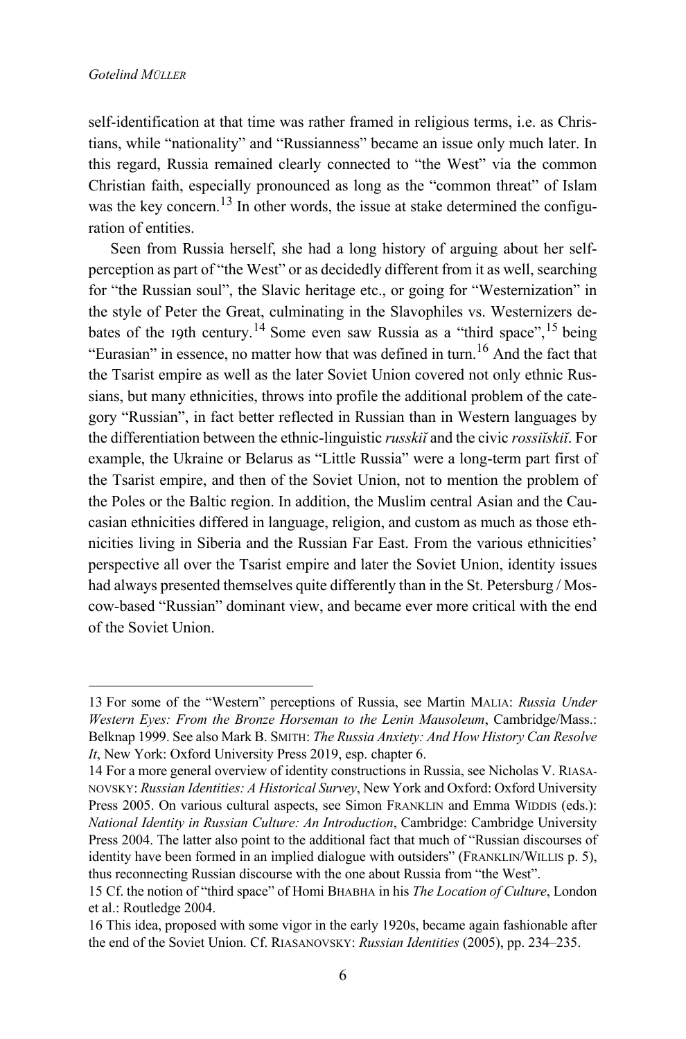self-identification at that time was rather framed in religious terms, i.e. as Christians, while "nationality" and "Russianness" became an issue only much later. In this regard, Russia remained clearly connected to "the West" via the common Christian faith, especially pronounced as long as the "common threat" of Islam was the key concern.[13] In other words, the issue at stake determined the configuration of entities.

Seen from Russia herself, she had a long history of arguing about her self-perception as part of "the West" or as decidedly different from it as well, searching for "the Russian soul", the Slavic heritage etc., or going for "Westernization" in the style of Peter the Great, culminating in the Slavophiles vs. Westernizers debates of the 19th century.[14] Some even saw Russia as a "third space",[15] being "Eurasian" in essence, no matter how that was defined in turn.[16] And the fact that the Tsarist empire as well as the later Soviet Union covered not only ethnic Russians, but many ethnicities, throws into profile the additional problem of the category "Russian", in fact better reflected in Russian than in Western languages by the differentiation between the ethnic-linguistic *russkiĭ* and the civic *rossiĭskiĭ*. For example, the Ukraine or Belarus as "Little Russia" were a long-term part first of the Tsarist empire, and then of the Soviet Union, not to mention the problem of the Poles or the Baltic region. In addition, the Muslim central Asian and the Caucasian ethnicities differed in language, religion, and custom as much as those ethnicities living in Siberia and the Russian Far East. From the various ethnicities' perspective all over the Tsarist empire and later the Soviet Union, identity issues had always presented themselves quite differently than in the St. Petersburg / Moscow-based "Russian" dominant view, and became ever more critical with the end of the Soviet Union.

---

13 For some of the "Western" perceptions of Russia, see Martin MALIA: *Russia Under Western Eyes: From the Bronze Horseman to the Lenin Mausoleum*, Cambridge/Mass.: Belknap 1999. See also Mark B. SMITH: *The Russia Anxiety: And How History Can Resolve It*, New York: Oxford University Press 2019, esp. chapter 6.

14 For a more general overview of identity constructions in Russia, see Nicholas V. RIASANOVSKY: *Russian Identities: A Historical Survey*, New York and Oxford: Oxford University Press 2005. On various cultural aspects, see Simon FRANKLIN and Emma WIDDIS (eds.): *National Identity in Russian Culture: An Introduction*, Cambridge: Cambridge University Press 2004. The latter also point to the additional fact that much of "Russian discourses of identity have been formed in an implied dialogue with outsiders" (FRANKLIN/WILLIS p. 5), thus reconnecting Russian discourse with the one about Russia from "the West".

15 Cf. the notion of "third space" of Homi BHABHA in his *The Location of Culture*, London et al.: Routledge 2004.

16 This idea, proposed with some vigor in the early 1920s, became again fashionable after the end of the Soviet Union. Cf. RIASANOVSKY: *Russian Identities* (2005), pp. 234–235.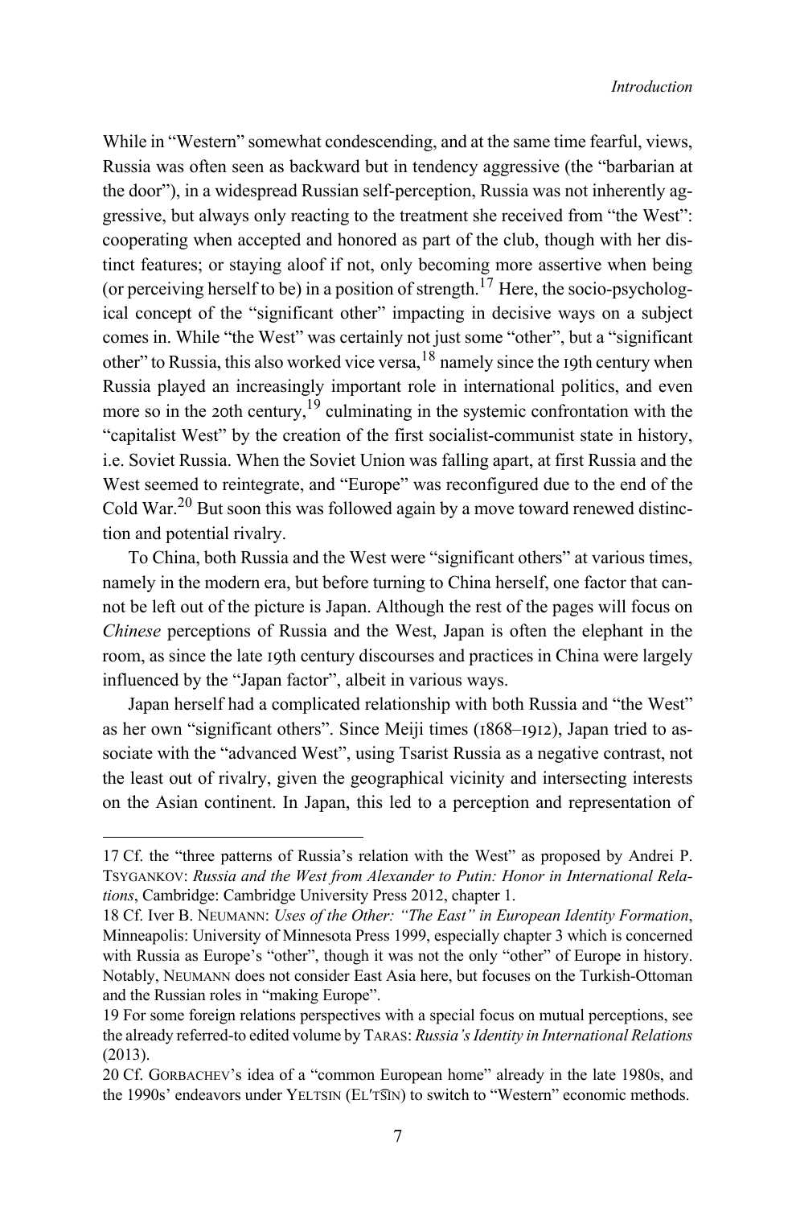While in "Western" somewhat condescending, and at the same time fearful, views, Russia was often seen as backward but in tendency aggressive (the "barbarian at the door"), in a widespread Russian self-perception, Russia was not inherently aggressive, but always only reacting to the treatment she received from "the West": cooperating when accepted and honored as part of the club, though with her distinct features; or staying aloof if not, only becoming more assertive when being (or perceiving herself to be) in a position of strength.[17] Here, the socio-psychological concept of the "significant other" impacting in decisive ways on a subject comes in. While "the West" was certainly not just some "other", but a "significant other" to Russia, this also worked vice versa,[18] namely since the 19th century when Russia played an increasingly important role in international politics, and even more so in the 20th century,[19] culminating in the systemic confrontation with the "capitalist West" by the creation of the first socialist-communist state in history, i.e. Soviet Russia. When the Soviet Union was falling apart, at first Russia and the West seemed to reintegrate, and "Europe" was reconfigured due to the end of the Cold War.[20] But soon this was followed again by a move toward renewed distinction and potential rivalry.

To China, both Russia and the West were "significant others" at various times, namely in the modern era, but before turning to China herself, one factor that cannot be left out of the picture is Japan. Although the rest of the pages will focus on *Chinese* perceptions of Russia and the West, Japan is often the elephant in the room, as since the late 19th century discourses and practices in China were largely influenced by the "Japan factor", albeit in various ways.

Japan herself had a complicated relationship with both Russia and "the West" as her own "significant others". Since Meiji times (1868–1912), Japan tried to associate with the "advanced West", using Tsarist Russia as a negative contrast, not the least out of rivalry, given the geographical vicinity and intersecting interests on the Asian continent. In Japan, this led to a perception and representation of

---

17 Cf. the "three patterns of Russia's relation with the West" as proposed by Andrei P. TSYGANKOV: *Russia and the West from Alexander to Putin: Honor in International Relations*, Cambridge: Cambridge University Press 2012, chapter 1.

18 Cf. Iver B. NEUMANN: *Uses of the Other: "The East" in European Identity Formation*, Minneapolis: University of Minnesota Press 1999, especially chapter 3 which is concerned with Russia as Europe's "other", though it was not the only "other" of Europe in history. Notably, NEUMANN does not consider East Asia here, but focuses on the Turkish-Ottoman and the Russian roles in "making Europe".

19 For some foreign relations perspectives with a special focus on mutual perceptions, see the already referred-to edited volume by TARAS: *Russia's Identity in International Relations* (2013).

20 Cf. GORBACHEV's idea of a "common European home" already in the late 1980s, and the 1990s' endeavors under YELTSIN (EL'T͡SIN) to switch to "Western" economic methods.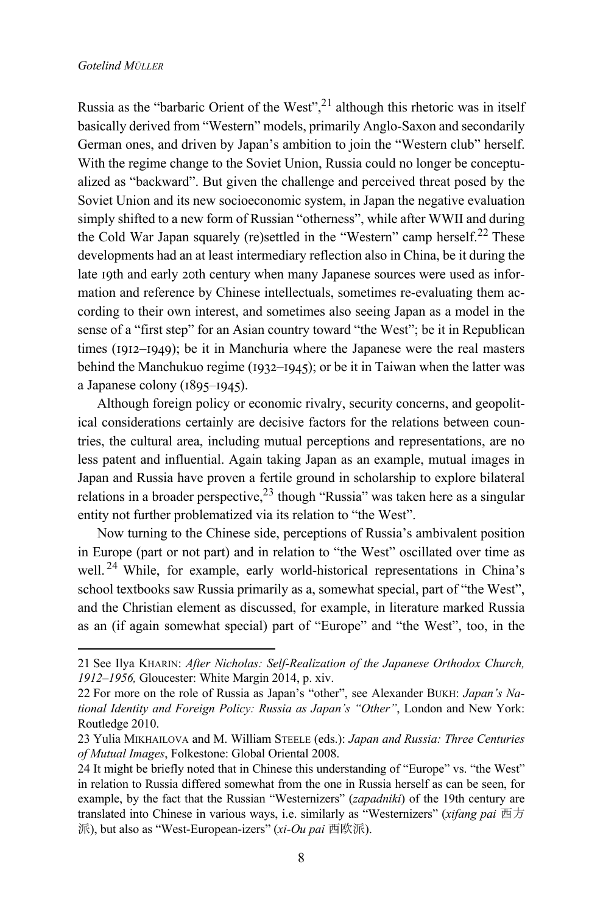Russia as the "barbaric Orient of the West",[21] although this rhetoric was in itself basically derived from "Western" models, primarily Anglo-Saxon and secondarily German ones, and driven by Japan's ambition to join the "Western club" herself. With the regime change to the Soviet Union, Russia could no longer be conceptualized as "backward". But given the challenge and perceived threat posed by the Soviet Union and its new socioeconomic system, in Japan the negative evaluation simply shifted to a new form of Russian "otherness", while after WWII and during the Cold War Japan squarely (re)settled in the "Western" camp herself.[22] These developments had an at least intermediary reflection also in China, be it during the late 19th and early 20th century when many Japanese sources were used as information and reference by Chinese intellectuals, sometimes re-evaluating them according to their own interest, and sometimes also seeing Japan as a model in the sense of a "first step" for an Asian country toward "the West"; be it in Republican times (1912–1949); be it in Manchuria where the Japanese were the real masters behind the Manchukuo regime (1932–1945); or be it in Taiwan when the latter was a Japanese colony (1895–1945).

Although foreign policy or economic rivalry, security concerns, and geopolitical considerations certainly are decisive factors for the relations between countries, the cultural area, including mutual perceptions and representations, are no less patent and influential. Again taking Japan as an example, mutual images in Japan and Russia have proven a fertile ground in scholarship to explore bilateral relations in a broader perspective,[23] though "Russia" was taken here as a singular entity not further problematized via its relation to "the West".

Now turning to the Chinese side, perceptions of Russia's ambivalent position in Europe (part or not part) and in relation to "the West" oscillated over time as well.[24] While, for example, early world-historical representations in China's school textbooks saw Russia primarily as a, somewhat special, part of "the West", and the Christian element as discussed, for example, in literature marked Russia as an (if again somewhat special) part of "Europe" and "the West", too, in the

---

21 See Ilya KHARIN: *After Nicholas: Self-Realization of the Japanese Orthodox Church, 1912–1956,* Gloucester: White Margin 2014, p. xiv.

22 For more on the role of Russia as Japan's "other", see Alexander BUKH: *Japan's National Identity and Foreign Policy: Russia as Japan's "Other"*, London and New York: Routledge 2010.

23 Yulia MIKHAILOVA and M. William STEELE (eds.): *Japan and Russia: Three Centuries of Mutual Images*, Folkestone: Global Oriental 2008.

24 It might be briefly noted that in Chinese this understanding of "Europe" vs. "the West" in relation to Russia differed somewhat from the one in Russia herself as can be seen, for example, by the fact that the Russian "Westernizers" (*zapadniki*) of the 19th century are translated into Chinese in various ways, i.e. similarly as "Westernizers" (*xifang pai* 西方派), but also as "West-European-izers" (*xi-Ou pai* 西欧派).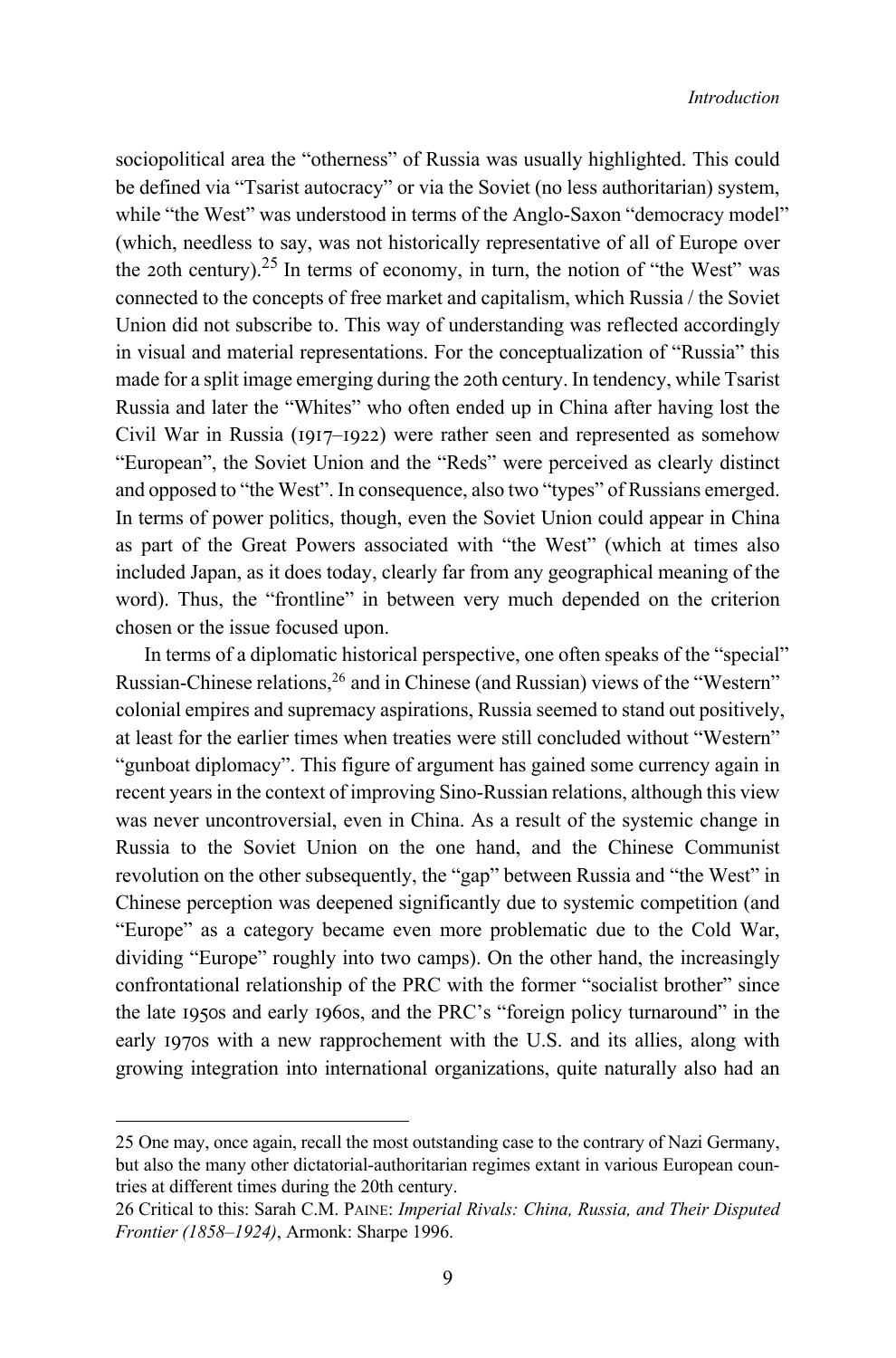sociopolitical area the "otherness" of Russia was usually highlighted. This could be defined via "Tsarist autocracy" or via the Soviet (no less authoritarian) system, while "the West" was understood in terms of the Anglo-Saxon "democracy model" (which, needless to say, was not historically representative of all of Europe over the 20th century).[25] In terms of economy, in turn, the notion of "the West" was connected to the concepts of free market and capitalism, which Russia / the Soviet Union did not subscribe to. This way of understanding was reflected accordingly in visual and material representations. For the conceptualization of "Russia" this made for a split image emerging during the 20th century. In tendency, while Tsarist Russia and later the "Whites" who often ended up in China after having lost the Civil War in Russia (1917–1922) were rather seen and represented as somehow "European", the Soviet Union and the "Reds" were perceived as clearly distinct and opposed to "the West". In consequence, also two "types" of Russians emerged. In terms of power politics, though, even the Soviet Union could appear in China as part of the Great Powers associated with "the West" (which at times also included Japan, as it does today, clearly far from any geographical meaning of the word). Thus, the "frontline" in between very much depended on the criterion chosen or the issue focused upon.

In terms of a diplomatic historical perspective, one often speaks of the "special" Russian-Chinese relations,[26] and in Chinese (and Russian) views of the "Western" colonial empires and supremacy aspirations, Russia seemed to stand out positively, at least for the earlier times when treaties were still concluded without "Western" "gunboat diplomacy". This figure of argument has gained some currency again in recent years in the context of improving Sino-Russian relations, although this view was never uncontroversial, even in China. As a result of the systemic change in Russia to the Soviet Union on the one hand, and the Chinese Communist revolution on the other subsequently, the "gap" between Russia and "the West" in Chinese perception was deepened significantly due to systemic competition (and "Europe" as a category became even more problematic due to the Cold War, dividing "Europe" roughly into two camps). On the other hand, the increasingly confrontational relationship of the PRC with the former "socialist brother" since the late 1950s and early 1960s, and the PRC's "foreign policy turnaround" in the early 1970s with a new rapprochement with the U.S. and its allies, along with growing integration into international organizations, quite naturally also had an

---

25 One may, once again, recall the most outstanding case to the contrary of Nazi Germany, but also the many other dictatorial-authoritarian regimes extant in various European countries at different times during the 20th century.

26 Critical to this: Sarah C.M. PAINE: *Imperial Rivals: China, Russia, and Their Disputed Frontier (1858–1924)*, Armonk: Sharpe 1996.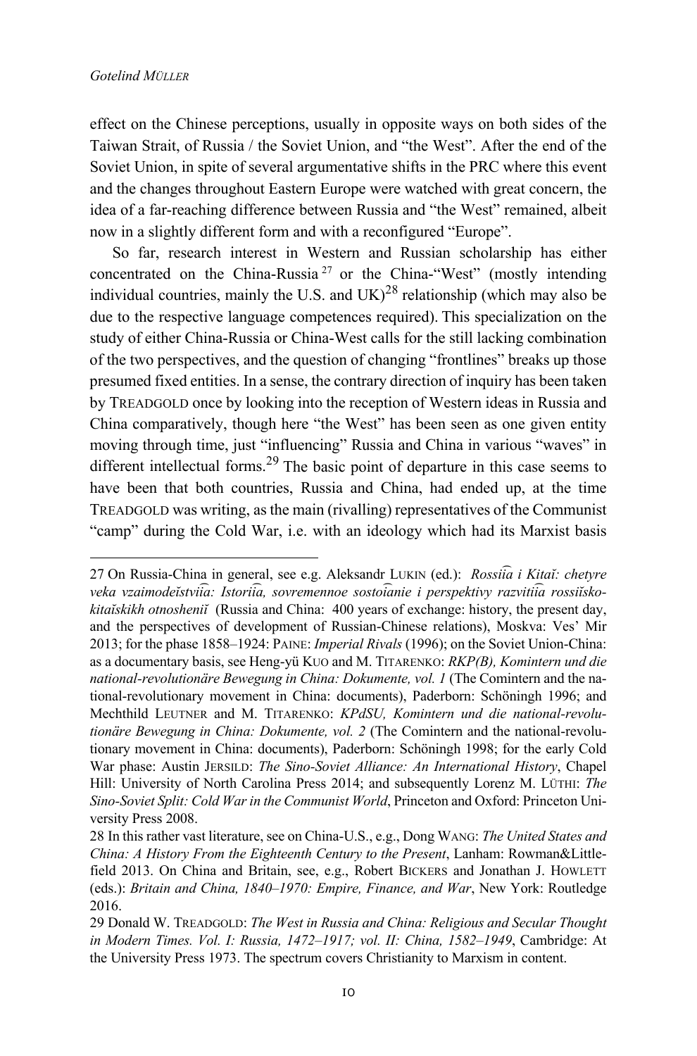effect on the Chinese perceptions, usually in opposite ways on both sides of the Taiwan Strait, of Russia / the Soviet Union, and "the West". After the end of the Soviet Union, in spite of several argumentative shifts in the PRC where this event and the changes throughout Eastern Europe were watched with great concern, the idea of a far-reaching difference between Russia and "the West" remained, albeit now in a slightly different form and with a reconfigured "Europe".

So far, research interest in Western and Russian scholarship has either concentrated on the China-Russia[27] or the China-"West" (mostly intending individual countries, mainly the U.S. and UK)[28] relationship (which may also be due to the respective language competences required). This specialization on the study of either China-Russia or China-West calls for the still lacking combination of the two perspectives, and the question of changing "frontlines" breaks up those presumed fixed entities. In a sense, the contrary direction of inquiry has been taken by TREADGOLD once by looking into the reception of Western ideas in Russia and China comparatively, though here "the West" has been seen as one given entity moving through time, just "influencing" Russia and China in various "waves" in different intellectual forms.[29] The basic point of departure in this case seems to have been that both countries, Russia and China, had ended up, at the time TREADGOLD was writing, as the main (rivalling) representatives of the Communist "camp" during the Cold War, i.e. with an ideology which had its Marxist basis

---

27 On Russia-China in general, see e.g. Aleksandr LUKIN (ed.): *Rossii͡a i Kitaĭ: chetyre veka vzaimodeĭstvii͡a: Istorii͡a, sovremennoe sostoi͡anie i perspektivy razvitii͡a rossiĭsko-kitaĭskikh otnosheniĭ* (Russia and China: 400 years of exchange: history, the present day, and the perspectives of development of Russian-Chinese relations), Moskva: Ves' Mir 2013; for the phase 1858–1924: PAINE: *Imperial Rivals* (1996); on the Soviet Union-China: as a documentary basis, see Heng-yü KUO and M. TITARENKO: *RKP(B), Komintern und die national-revolutionäre Bewegung in China: Dokumente, vol. 1* (The Comintern and the national-revolutionary movement in China: documents), Paderborn: Schöningh 1996; and Mechthild LEUTNER and M. TITARENKO: *KPdSU, Komintern und die national-revolutionäre Bewegung in China: Dokumente, vol. 2* (The Comintern and the national-revolutionary movement in China: documents), Paderborn: Schöningh 1998; for the early Cold War phase: Austin JERSILD: *The Sino-Soviet Alliance: An International History*, Chapel Hill: University of North Carolina Press 2014; and subsequently Lorenz M. LÜTHI: *The Sino-Soviet Split: Cold War in the Communist World*, Princeton and Oxford: Princeton University Press 2008.

28 In this rather vast literature, see on China-U.S., e.g., Dong WANG: *The United States and China: A History From the Eighteenth Century to the Present*, Lanham: Rowman&Littlefield 2013. On China and Britain, see, e.g., Robert BICKERS and Jonathan J. HOWLETT (eds.): *Britain and China, 1840–1970: Empire, Finance, and War*, New York: Routledge 2016.

29 Donald W. TREADGOLD: *The West in Russia and China: Religious and Secular Thought in Modern Times. Vol. I: Russia, 1472–1917; vol. II: China, 1582–1949*, Cambridge: At the University Press 1973. The spectrum covers Christianity to Marxism in content.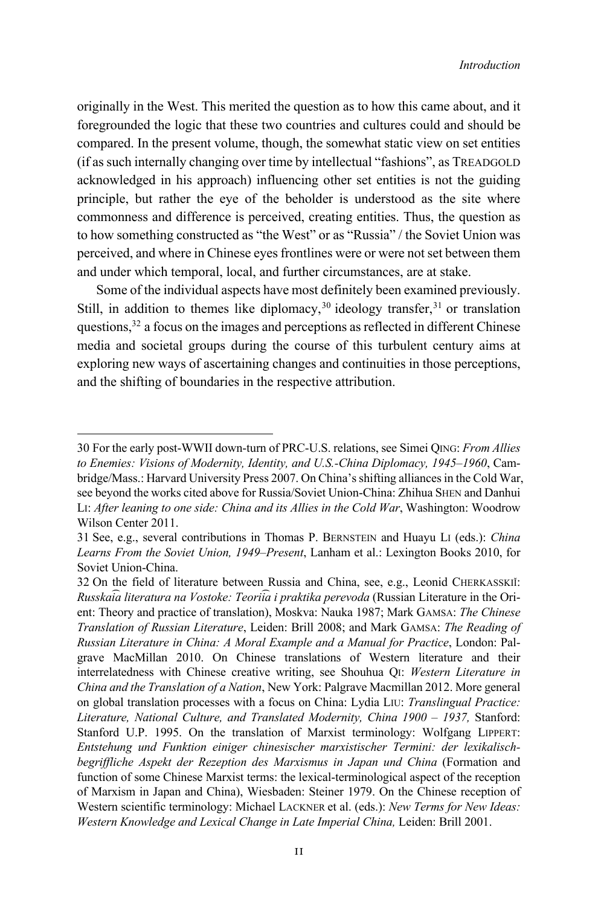originally in the West. This merited the question as to how this came about, and it foregrounded the logic that these two countries and cultures could and should be compared. In the present volume, though, the somewhat static view on set entities (if as such internally changing over time by intellectual "fashions", as TREADGOLD acknowledged in his approach) influencing other set entities is not the guiding principle, but rather the eye of the beholder is understood as the site where commonness and difference is perceived, creating entities. Thus, the question as to how something constructed as "the West" or as "Russia" / the Soviet Union was perceived, and where in Chinese eyes frontlines were or were not set between them and under which temporal, local, and further circumstances, are at stake.

Some of the individual aspects have most definitely been examined previously. Still, in addition to themes like diplomacy,[30] ideology transfer,[31] or translation questions,[32] a focus on the images and perceptions as reflected in different Chinese media and societal groups during the course of this turbulent century aims at exploring new ways of ascertaining changes and continuities in those perceptions, and the shifting of boundaries in the respective attribution.

---

30 For the early post-WWII down-turn of PRC-U.S. relations, see Simei QING: *From Allies to Enemies: Visions of Modernity, Identity, and U.S.-China Diplomacy, 1945–1960*, Cambridge/Mass.: Harvard University Press 2007. On China's shifting alliances in the Cold War, see beyond the works cited above for Russia/Soviet Union-China: Zhihua SHEN and Danhui LI: *After leaning to one side: China and its Allies in the Cold War*, Washington: Woodrow Wilson Center 2011.

31 See, e.g., several contributions in Thomas P. BERNSTEIN and Huayu LI (eds.): *China Learns From the Soviet Union, 1949–Present*, Lanham et al.: Lexington Books 2010, for Soviet Union-China.

32 On the field of literature between Russia and China, see, e.g., Leonid CHERKASSKIĬ: *Russkai͡a literatura na Vostoke: Teorii͡a i praktika perevoda* (Russian Literature in the Orient: Theory and practice of translation), Moskva: Nauka 1987; Mark GAMSA: *The Chinese Translation of Russian Literature*, Leiden: Brill 2008; and Mark GAMSA: *The Reading of Russian Literature in China: A Moral Example and a Manual for Practice*, London: Palgrave MacMillan 2010. On Chinese translations of Western literature and their interrelatedness with Chinese creative writing, see Shouhua QI: *Western Literature in China and the Translation of a Nation*, New York: Palgrave Macmillan 2012. More general on global translation processes with a focus on China: Lydia LIU: *Translingual Practice: Literature, National Culture, and Translated Modernity, China 1900 – 1937,* Stanford: Stanford U.P. 1995. On the translation of Marxist terminology: Wolfgang LIPPERT: *Entstehung und Funktion einiger chinesischer marxistischer Termini: der lexikalisch-begriffliche Aspekt der Rezeption des Marxismus in Japan und China* (Formation and function of some Chinese Marxist terms: the lexical-terminological aspect of the reception of Marxism in Japan and China), Wiesbaden: Steiner 1979. On the Chinese reception of Western scientific terminology: Michael LACKNER et al. (eds.): *New Terms for New Ideas: Western Knowledge and Lexical Change in Late Imperial China,* Leiden: Brill 2001.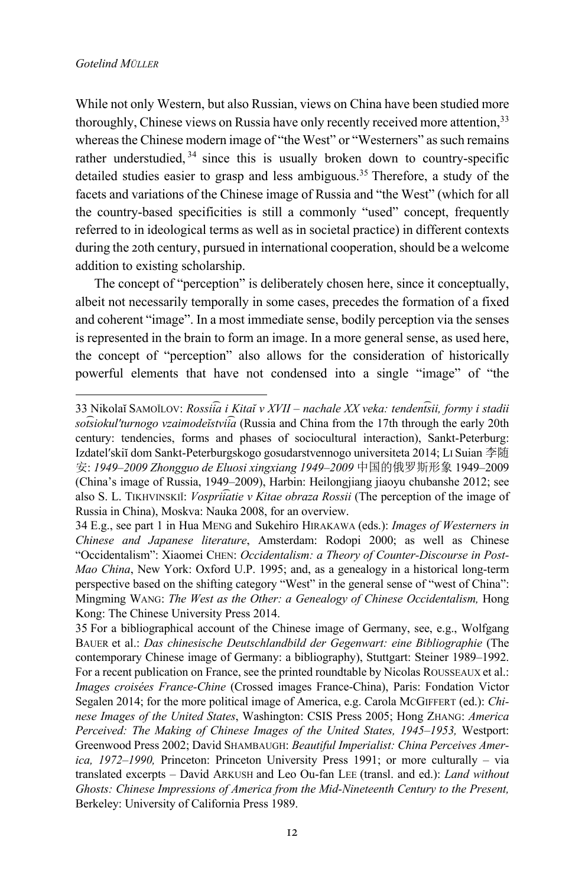While not only Western, but also Russian, views on China have been studied more thoroughly, Chinese views on Russia have only recently received more attention,[33] whereas the Chinese modern image of "the West" or "Westerners" as such remains rather understudied,[34] since this is usually broken down to country-specific detailed studies easier to grasp and less ambiguous.[35] Therefore, a study of the facets and variations of the Chinese image of Russia and "the West" (which for all the country-based specificities is still a commonly "used" concept, frequently referred to in ideological terms as well as in societal practice) in different contexts during the 20th century, pursued in international cooperation, should be a welcome addition to existing scholarship.

The concept of "perception" is deliberately chosen here, since it conceptually, albeit not necessarily temporally in some cases, precedes the formation of a fixed and coherent "image". In a most immediate sense, bodily perception via the senses is represented in the brain to form an image. In a more general sense, as used here, the concept of "perception" also allows for the consideration of historically powerful elements that have not condensed into a single "image" of "the

---

33 Nikolaĭ SAMOĬLOV: *Rossii͡a i Kitaĭ v XVII – nachale XX veka: tendent͡sii, formy i stadii sot͡siokul'turnogo vzaimodeĭstvii͡a* (Russia and China from the 17th through the early 20th century: tendencies, forms and phases of sociocultural interaction), Sankt-Peterburg: Izdatel′skiĭ dom Sankt-Peterburgskogo gosudarstvennogo universiteta 2014; LI Suian 李随安: *1949–2009 Zhongguo de Eluosi xingxiang 1949–2009* 中国的俄罗斯形象 1949–2009 (China's image of Russia, 1949–2009), Harbin: Heilongjiang jiaoyu chubanshe 2012; see also S. L. TIKHVINSKIĬ: *Vosprii͡atie v Kitae obraza Rossii* (The perception of the image of Russia in China), Moskva: Nauka 2008, for an overview.

34 E.g., see part 1 in Hua MENG and Sukehiro HIRAKAWA (eds.): *Images of Westerners in Chinese and Japanese literature*, Amsterdam: Rodopi 2000; as well as Chinese "Occidentalism": Xiaomei CHEN: *Occidentalism: a Theory of Counter-Discourse in Post-Mao China*, New York: Oxford U.P. 1995; and, as a genealogy in a historical long-term perspective based on the shifting category "West" in the general sense of "west of China": Mingming WANG: *The West as the Other: a Genealogy of Chinese Occidentalism,* Hong Kong: The Chinese University Press 2014.

35 For a bibliographical account of the Chinese image of Germany, see, e.g., Wolfgang BAUER et al.: *Das chinesische Deutschlandbild der Gegenwart: eine Bibliographie* (The contemporary Chinese image of Germany: a bibliography), Stuttgart: Steiner 1989–1992. For a recent publication on France, see the printed roundtable by Nicolas ROUSSEAUX et al.: *Images croisées France-Chine* (Crossed images France-China), Paris: Fondation Victor Segalen 2014; for the more political image of America, e.g. Carola MCGIFFERT (ed.): *Chinese Images of the United States*, Washington: CSIS Press 2005; Hong ZHANG: *America Perceived: The Making of Chinese Images of the United States, 1945–1953,* Westport: Greenwood Press 2002; David SHAMBAUGH: *Beautiful Imperialist: China Perceives America, 1972–1990,* Princeton: Princeton University Press 1991; or more culturally – via translated excerpts – David ARKUSH and Leo Ou-fan LEE (transl. and ed.): *Land without Ghosts: Chinese Impressions of America from the Mid-Nineteenth Century to the Present,* Berkeley: University of California Press 1989.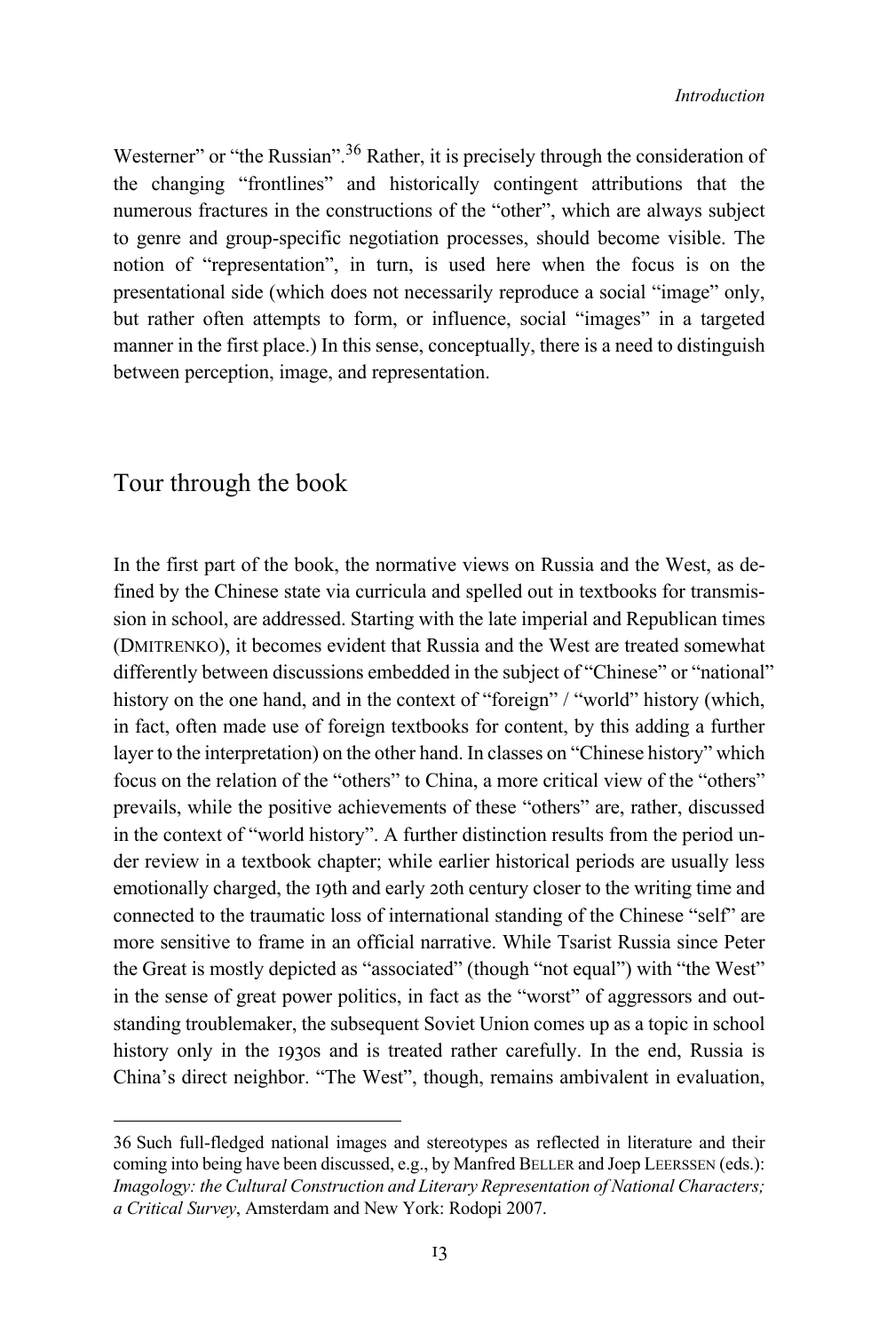Westerner" or "the Russian".[36] Rather, it is precisely through the consideration of the changing "frontlines" and historically contingent attributions that the numerous fractures in the constructions of the "other", which are always subject to genre and group-specific negotiation processes, should become visible. The notion of "representation", in turn, is used here when the focus is on the presentational side (which does not necessarily reproduce a social "image" only, but rather often attempts to form, or influence, social "images" in a targeted manner in the first place.) In this sense, conceptually, there is a need to distinguish between perception, image, and representation.

## Tour through the book

In the first part of the book, the normative views on Russia and the West, as defined by the Chinese state via curricula and spelled out in textbooks for transmission in school, are addressed. Starting with the late imperial and Republican times (DMITRENKO), it becomes evident that Russia and the West are treated somewhat differently between discussions embedded in the subject of "Chinese" or "national" history on the one hand, and in the context of "foreign" / "world" history (which, in fact, often made use of foreign textbooks for content, by this adding a further layer to the interpretation) on the other hand. In classes on "Chinese history" which focus on the relation of the "others" to China, a more critical view of the "others" prevails, while the positive achievements of these "others" are, rather, discussed in the context of "world history". A further distinction results from the period under review in a textbook chapter; while earlier historical periods are usually less emotionally charged, the 19th and early 20th century closer to the writing time and connected to the traumatic loss of international standing of the Chinese "self" are more sensitive to frame in an official narrative. While Tsarist Russia since Peter the Great is mostly depicted as "associated" (though "not equal") with "the West" in the sense of great power politics, in fact as the "worst" of aggressors and outstanding troublemaker, the subsequent Soviet Union comes up as a topic in school history only in the 1930s and is treated rather carefully. In the end, Russia is China's direct neighbor. "The West", though, remains ambivalent in evaluation,

---

36 Such full-fledged national images and stereotypes as reflected in literature and their coming into being have been discussed, e.g., by Manfred BELLER and Joep LEERSSEN (eds.): *Imagology: the Cultural Construction and Literary Representation of National Characters; a Critical Survey*, Amsterdam and New York: Rodopi 2007.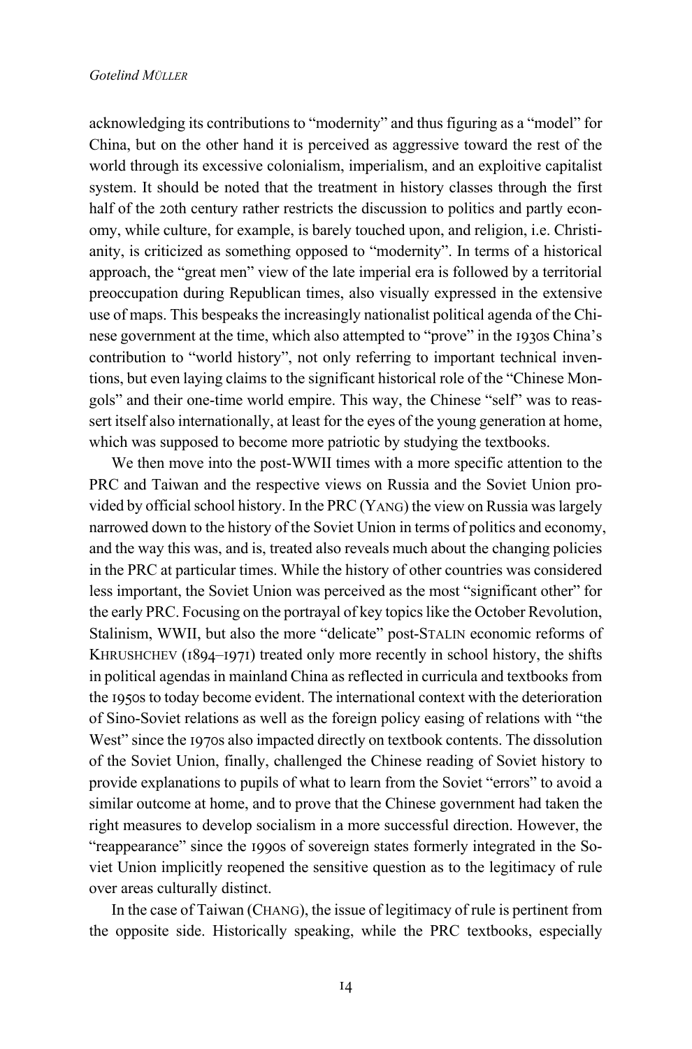acknowledging its contributions to "modernity" and thus figuring as a "model" for China, but on the other hand it is perceived as aggressive toward the rest of the world through its excessive colonialism, imperialism, and an exploitive capitalist system. It should be noted that the treatment in history classes through the first half of the 20th century rather restricts the discussion to politics and partly economy, while culture, for example, is barely touched upon, and religion, i.e. Christianity, is criticized as something opposed to "modernity". In terms of a historical approach, the "great men" view of the late imperial era is followed by a territorial preoccupation during Republican times, also visually expressed in the extensive use of maps. This bespeaks the increasingly nationalist political agenda of the Chinese government at the time, which also attempted to "prove" in the 1930s China's contribution to "world history", not only referring to important technical inventions, but even laying claims to the significant historical role of the "Chinese Mongols" and their one-time world empire. This way, the Chinese "self" was to reassert itself also internationally, at least for the eyes of the young generation at home, which was supposed to become more patriotic by studying the textbooks.

We then move into the post-WWII times with a more specific attention to the PRC and Taiwan and the respective views on Russia and the Soviet Union provided by official school history. In the PRC (YANG) the view on Russia was largely narrowed down to the history of the Soviet Union in terms of politics and economy, and the way this was, and is, treated also reveals much about the changing policies in the PRC at particular times. While the history of other countries was considered less important, the Soviet Union was perceived as the most "significant other" for the early PRC. Focusing on the portrayal of key topics like the October Revolution, Stalinism, WWII, but also the more "delicate" post-STALIN economic reforms of KHRUSHCHEV (1894–1971) treated only more recently in school history, the shifts in political agendas in mainland China as reflected in curricula and textbooks from the 1950s to today become evident. The international context with the deterioration of Sino-Soviet relations as well as the foreign policy easing of relations with "the West" since the 1970s also impacted directly on textbook contents. The dissolution of the Soviet Union, finally, challenged the Chinese reading of Soviet history to provide explanations to pupils of what to learn from the Soviet "errors" to avoid a similar outcome at home, and to prove that the Chinese government had taken the right measures to develop socialism in a more successful direction. However, the "reappearance" since the 1990s of sovereign states formerly integrated in the Soviet Union implicitly reopened the sensitive question as to the legitimacy of rule over areas culturally distinct.

In the case of Taiwan (CHANG), the issue of legitimacy of rule is pertinent from the opposite side. Historically speaking, while the PRC textbooks, especially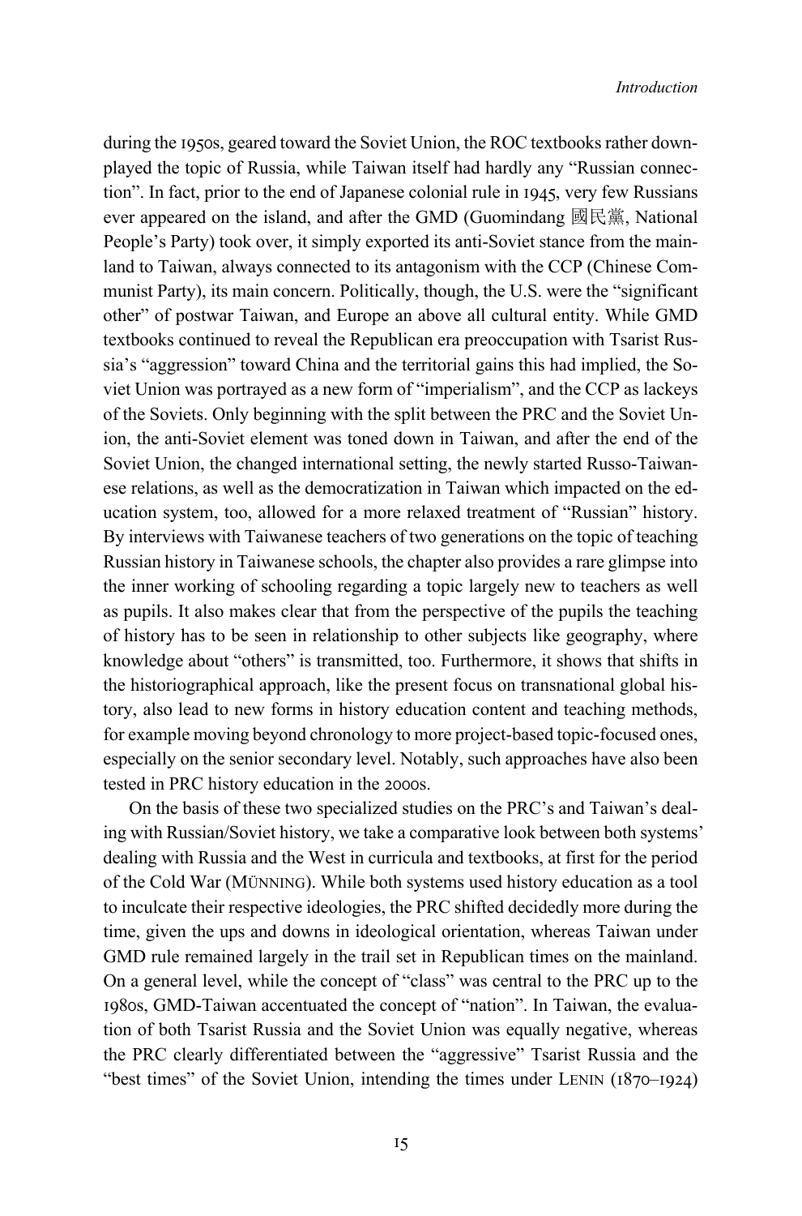during the 1950s, geared toward the Soviet Union, the ROC textbooks rather downplayed the topic of Russia, while Taiwan itself had hardly any "Russian connection". In fact, prior to the end of Japanese colonial rule in 1945, very few Russians ever appeared on the island, and after the GMD (Guomindang 國民黨, National People's Party) took over, it simply exported its anti-Soviet stance from the mainland to Taiwan, always connected to its antagonism with the CCP (Chinese Communist Party), its main concern. Politically, though, the U.S. were the "significant other" of postwar Taiwan, and Europe an above all cultural entity. While GMD textbooks continued to reveal the Republican era preoccupation with Tsarist Russia's "aggression" toward China and the territorial gains this had implied, the Soviet Union was portrayed as a new form of "imperialism", and the CCP as lackeys of the Soviets. Only beginning with the split between the PRC and the Soviet Union, the anti-Soviet element was toned down in Taiwan, and after the end of the Soviet Union, the changed international setting, the newly started Russo-Taiwanese relations, as well as the democratization in Taiwan which impacted on the education system, too, allowed for a more relaxed treatment of "Russian" history. By interviews with Taiwanese teachers of two generations on the topic of teaching Russian history in Taiwanese schools, the chapter also provides a rare glimpse into the inner working of schooling regarding a topic largely new to teachers as well as pupils. It also makes clear that from the perspective of the pupils the teaching of history has to be seen in relationship to other subjects like geography, where knowledge about "others" is transmitted, too. Furthermore, it shows that shifts in the historiographical approach, like the present focus on transnational global history, also lead to new forms in history education content and teaching methods, for example moving beyond chronology to more project-based topic-focused ones, especially on the senior secondary level. Notably, such approaches have also been tested in PRC history education in the 2000s.

On the basis of these two specialized studies on the PRC's and Taiwan's dealing with Russian/Soviet history, we take a comparative look between both systems' dealing with Russia and the West in curricula and textbooks, at first for the period of the Cold War (MÜNNING). While both systems used history education as a tool to inculcate their respective ideologies, the PRC shifted decidedly more during the time, given the ups and downs in ideological orientation, whereas Taiwan under GMD rule remained largely in the trail set in Republican times on the mainland. On a general level, while the concept of "class" was central to the PRC up to the 1980s, GMD-Taiwan accentuated the concept of "nation". In Taiwan, the evaluation of both Tsarist Russia and the Soviet Union was equally negative, whereas the PRC clearly differentiated between the "aggressive" Tsarist Russia and the "best times" of the Soviet Union, intending the times under LENIN (1870–1924)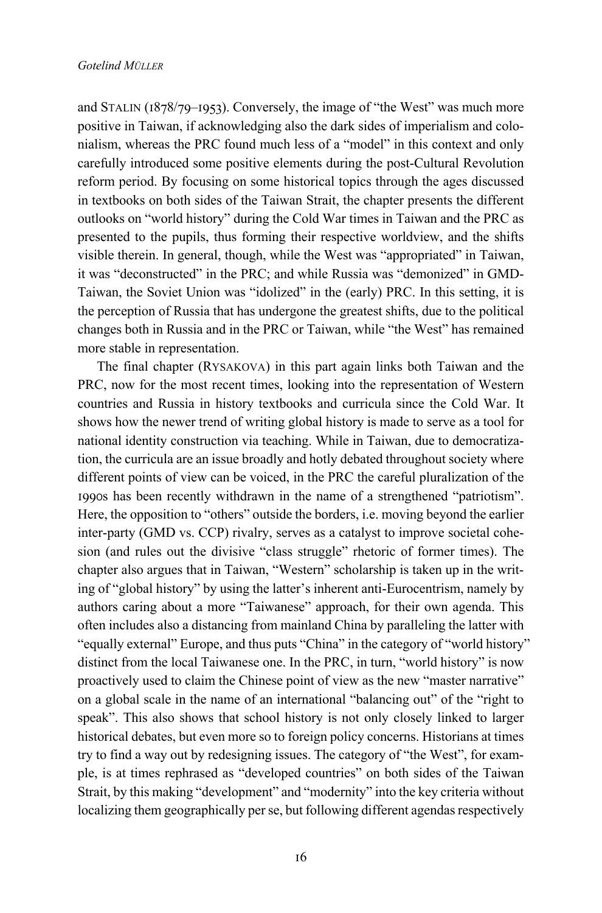and STALIN (1878/79–1953). Conversely, the image of "the West" was much more positive in Taiwan, if acknowledging also the dark sides of imperialism and colonialism, whereas the PRC found much less of a "model" in this context and only carefully introduced some positive elements during the post-Cultural Revolution reform period. By focusing on some historical topics through the ages discussed in textbooks on both sides of the Taiwan Strait, the chapter presents the different outlooks on "world history" during the Cold War times in Taiwan and the PRC as presented to the pupils, thus forming their respective worldview, and the shifts visible therein. In general, though, while the West was "appropriated" in Taiwan, it was "deconstructed" in the PRC; and while Russia was "demonized" in GMD-Taiwan, the Soviet Union was "idolized" in the (early) PRC. In this setting, it is the perception of Russia that has undergone the greatest shifts, due to the political changes both in Russia and in the PRC or Taiwan, while "the West" has remained more stable in representation.

The final chapter (RYSAKOVA) in this part again links both Taiwan and the PRC, now for the most recent times, looking into the representation of Western countries and Russia in history textbooks and curricula since the Cold War. It shows how the newer trend of writing global history is made to serve as a tool for national identity construction via teaching. While in Taiwan, due to democratization, the curricula are an issue broadly and hotly debated throughout society where different points of view can be voiced, in the PRC the careful pluralization of the 1990s has been recently withdrawn in the name of a strengthened "patriotism". Here, the opposition to "others" outside the borders, i.e. moving beyond the earlier inter-party (GMD vs. CCP) rivalry, serves as a catalyst to improve societal cohesion (and rules out the divisive "class struggle" rhetoric of former times). The chapter also argues that in Taiwan, "Western" scholarship is taken up in the writing of "global history" by using the latter's inherent anti-Eurocentrism, namely by authors caring about a more "Taiwanese" approach, for their own agenda. This often includes also a distancing from mainland China by paralleling the latter with "equally external" Europe, and thus puts "China" in the category of "world history" distinct from the local Taiwanese one. In the PRC, in turn, "world history" is now proactively used to claim the Chinese point of view as the new "master narrative" on a global scale in the name of an international "balancing out" of the "right to speak". This also shows that school history is not only closely linked to larger historical debates, but even more so to foreign policy concerns. Historians at times try to find a way out by redesigning issues. The category of "the West", for example, is at times rephrased as "developed countries" on both sides of the Taiwan Strait, by this making "development" and "modernity" into the key criteria without localizing them geographically per se, but following different agendas respectively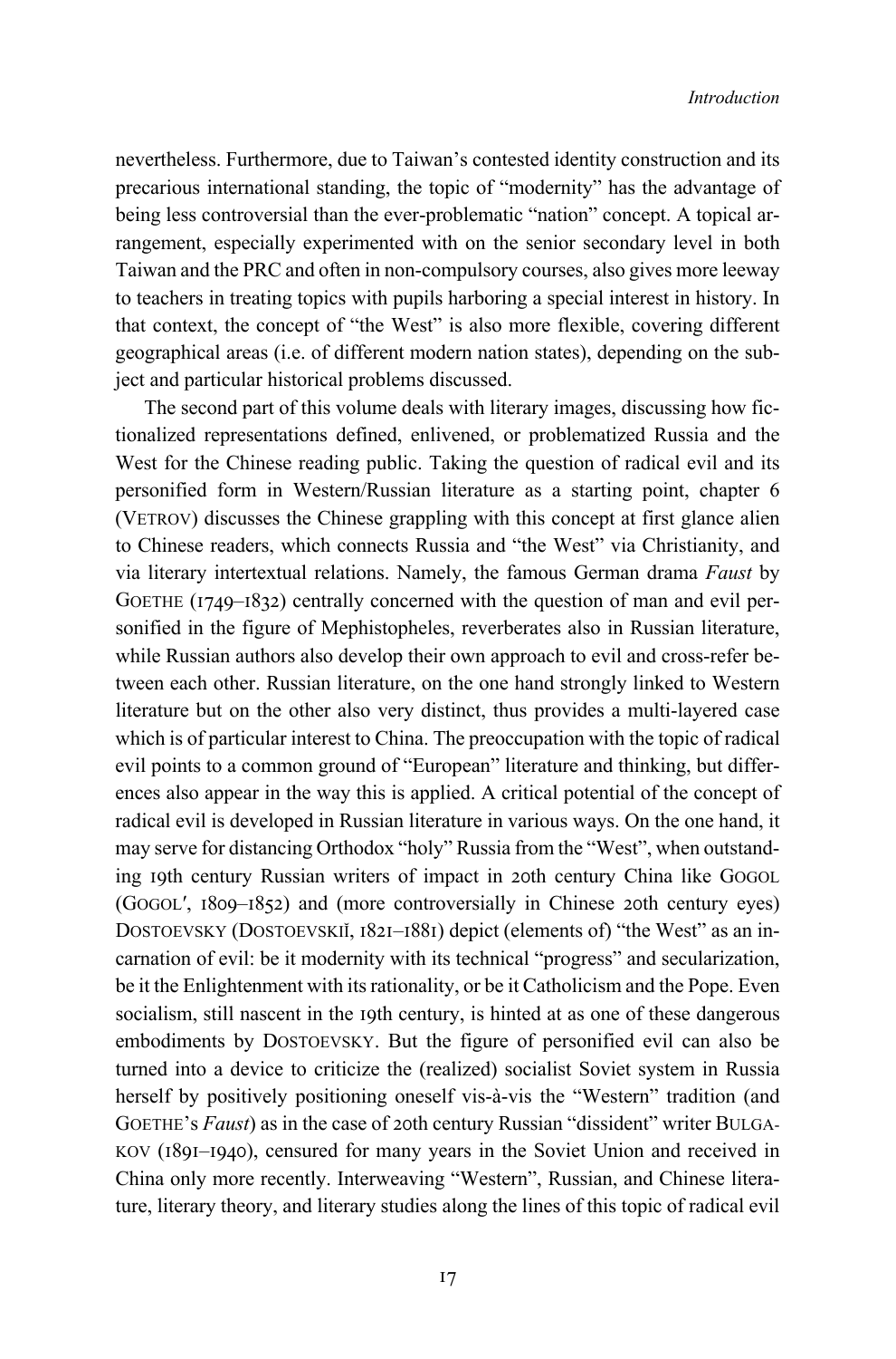nevertheless. Furthermore, due to Taiwan's contested identity construction and its precarious international standing, the topic of "modernity" has the advantage of being less controversial than the ever-problematic "nation" concept. A topical arrangement, especially experimented with on the senior secondary level in both Taiwan and the PRC and often in non-compulsory courses, also gives more leeway to teachers in treating topics with pupils harboring a special interest in history. In that context, the concept of "the West" is also more flexible, covering different geographical areas (i.e. of different modern nation states), depending on the subject and particular historical problems discussed.

The second part of this volume deals with literary images, discussing how fictionalized representations defined, enlivened, or problematized Russia and the West for the Chinese reading public. Taking the question of radical evil and its personified form in Western/Russian literature as a starting point, chapter 6 (VETROV) discusses the Chinese grappling with this concept at first glance alien to Chinese readers, which connects Russia and "the West" via Christianity, and via literary intertextual relations. Namely, the famous German drama *Faust* by GOETHE (1749–1832) centrally concerned with the question of man and evil personified in the figure of Mephistopheles, reverberates also in Russian literature, while Russian authors also develop their own approach to evil and cross-refer between each other. Russian literature, on the one hand strongly linked to Western literature but on the other also very distinct, thus provides a multi-layered case which is of particular interest to China. The preoccupation with the topic of radical evil points to a common ground of "European" literature and thinking, but differences also appear in the way this is applied. A critical potential of the concept of radical evil is developed in Russian literature in various ways. On the one hand, it may serve for distancing Orthodox "holy" Russia from the "West", when outstanding 19th century Russian writers of impact in 20th century China like GOGOL (GOGOL′, 1809–1852) and (more controversially in Chinese 20th century eyes) DOSTOEVSKY (DOSTOEVSKIĬ, 1821–1881) depict (elements of) "the West" as an incarnation of evil: be it modernity with its technical "progress" and secularization, be it the Enlightenment with its rationality, or be it Catholicism and the Pope. Even socialism, still nascent in the 19th century, is hinted at as one of these dangerous embodiments by DOSTOEVSKY. But the figure of personified evil can also be turned into a device to criticize the (realized) socialist Soviet system in Russia herself by positively positioning oneself vis-à-vis the "Western" tradition (and GOETHE's *Faust*) as in the case of 20th century Russian "dissident" writer BULGAKOV (1891–1940), censured for many years in the Soviet Union and received in China only more recently. Interweaving "Western", Russian, and Chinese literature, literary theory, and literary studies along the lines of this topic of radical evil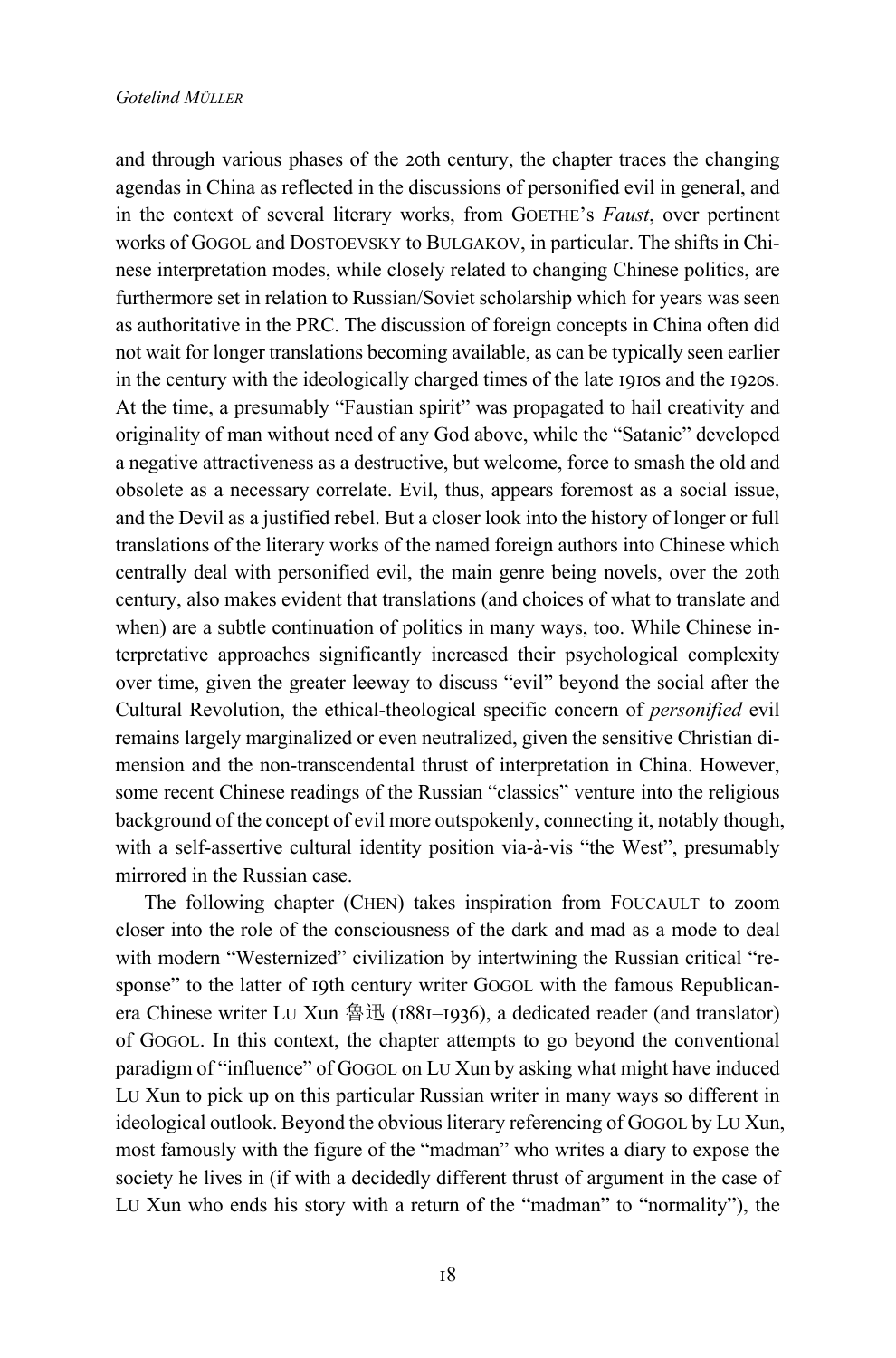and through various phases of the 20th century, the chapter traces the changing agendas in China as reflected in the discussions of personified evil in general, and in the context of several literary works, from GOETHE's *Faust*, over pertinent works of GOGOL and DOSTOEVSKY to BULGAKOV, in particular. The shifts in Chinese interpretation modes, while closely related to changing Chinese politics, are furthermore set in relation to Russian/Soviet scholarship which for years was seen as authoritative in the PRC. The discussion of foreign concepts in China often did not wait for longer translations becoming available, as can be typically seen earlier in the century with the ideologically charged times of the late 1910s and the 1920s. At the time, a presumably "Faustian spirit" was propagated to hail creativity and originality of man without need of any God above, while the "Satanic" developed a negative attractiveness as a destructive, but welcome, force to smash the old and obsolete as a necessary correlate. Evil, thus, appears foremost as a social issue, and the Devil as a justified rebel. But a closer look into the history of longer or full translations of the literary works of the named foreign authors into Chinese which centrally deal with personified evil, the main genre being novels, over the 20th century, also makes evident that translations (and choices of what to translate and when) are a subtle continuation of politics in many ways, too. While Chinese interpretative approaches significantly increased their psychological complexity over time, given the greater leeway to discuss "evil" beyond the social after the Cultural Revolution, the ethical-theological specific concern of *personified* evil remains largely marginalized or even neutralized, given the sensitive Christian dimension and the non-transcendental thrust of interpretation in China. However, some recent Chinese readings of the Russian "classics" venture into the religious background of the concept of evil more outspokenly, connecting it, notably though, with a self-assertive cultural identity position via-à-vis "the West", presumably mirrored in the Russian case.

The following chapter (CHEN) takes inspiration from FOUCAULT to zoom closer into the role of the consciousness of the dark and mad as a mode to deal with modern "Westernized" civilization by intertwining the Russian critical "response" to the latter of 19th century writer GOGOL with the famous Republican-era Chinese writer LU Xun 鲁迅 (1881–1936), a dedicated reader (and translator) of GOGOL. In this context, the chapter attempts to go beyond the conventional paradigm of "influence" of GOGOL on LU Xun by asking what might have induced LU Xun to pick up on this particular Russian writer in many ways so different in ideological outlook. Beyond the obvious literary referencing of GOGOL by LU Xun, most famously with the figure of the "madman" who writes a diary to expose the society he lives in (if with a decidedly different thrust of argument in the case of LU Xun who ends his story with a return of the "madman" to "normality"), the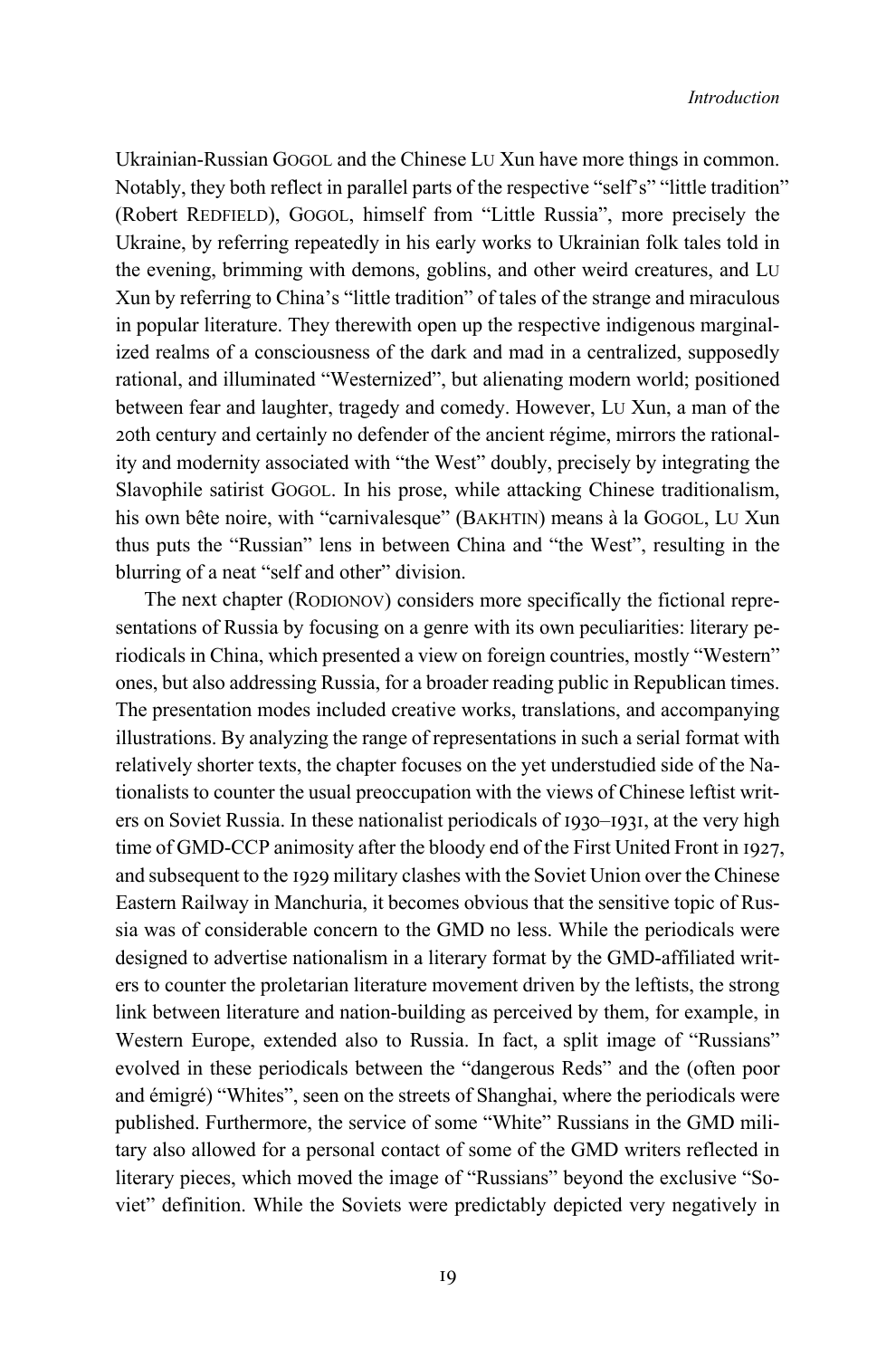Ukrainian-Russian GOGOL and the Chinese LU Xun have more things in common. Notably, they both reflect in parallel parts of the respective "self's" "little tradition" (Robert REDFIELD), GOGOL, himself from "Little Russia", more precisely the Ukraine, by referring repeatedly in his early works to Ukrainian folk tales told in the evening, brimming with demons, goblins, and other weird creatures, and LU Xun by referring to China's "little tradition" of tales of the strange and miraculous in popular literature. They therewith open up the respective indigenous marginalized realms of a consciousness of the dark and mad in a centralized, supposedly rational, and illuminated "Westernized", but alienating modern world; positioned between fear and laughter, tragedy and comedy. However, LU Xun, a man of the 20th century and certainly no defender of the ancient régime, mirrors the rationality and modernity associated with "the West" doubly, precisely by integrating the Slavophile satirist GOGOL. In his prose, while attacking Chinese traditionalism, his own bête noire, with "carnivalesque" (BAKHTIN) means à la GOGOL, LU Xun thus puts the "Russian" lens in between China and "the West", resulting in the blurring of a neat "self and other" division.

The next chapter (RODIONOV) considers more specifically the fictional representations of Russia by focusing on a genre with its own peculiarities: literary periodicals in China, which presented a view on foreign countries, mostly "Western" ones, but also addressing Russia, for a broader reading public in Republican times. The presentation modes included creative works, translations, and accompanying illustrations. By analyzing the range of representations in such a serial format with relatively shorter texts, the chapter focuses on the yet understudied side of the Nationalists to counter the usual preoccupation with the views of Chinese leftist writers on Soviet Russia. In these nationalist periodicals of 1930–1931, at the very high time of GMD-CCP animosity after the bloody end of the First United Front in 1927, and subsequent to the 1929 military clashes with the Soviet Union over the Chinese Eastern Railway in Manchuria, it becomes obvious that the sensitive topic of Russia was of considerable concern to the GMD no less. While the periodicals were designed to advertise nationalism in a literary format by the GMD-affiliated writers to counter the proletarian literature movement driven by the leftists, the strong link between literature and nation-building as perceived by them, for example, in Western Europe, extended also to Russia. In fact, a split image of "Russians" evolved in these periodicals between the "dangerous Reds" and the (often poor and émigré) "Whites", seen on the streets of Shanghai, where the periodicals were published. Furthermore, the service of some "White" Russians in the GMD military also allowed for a personal contact of some of the GMD writers reflected in literary pieces, which moved the image of "Russians" beyond the exclusive "Soviet" definition. While the Soviets were predictably depicted very negatively in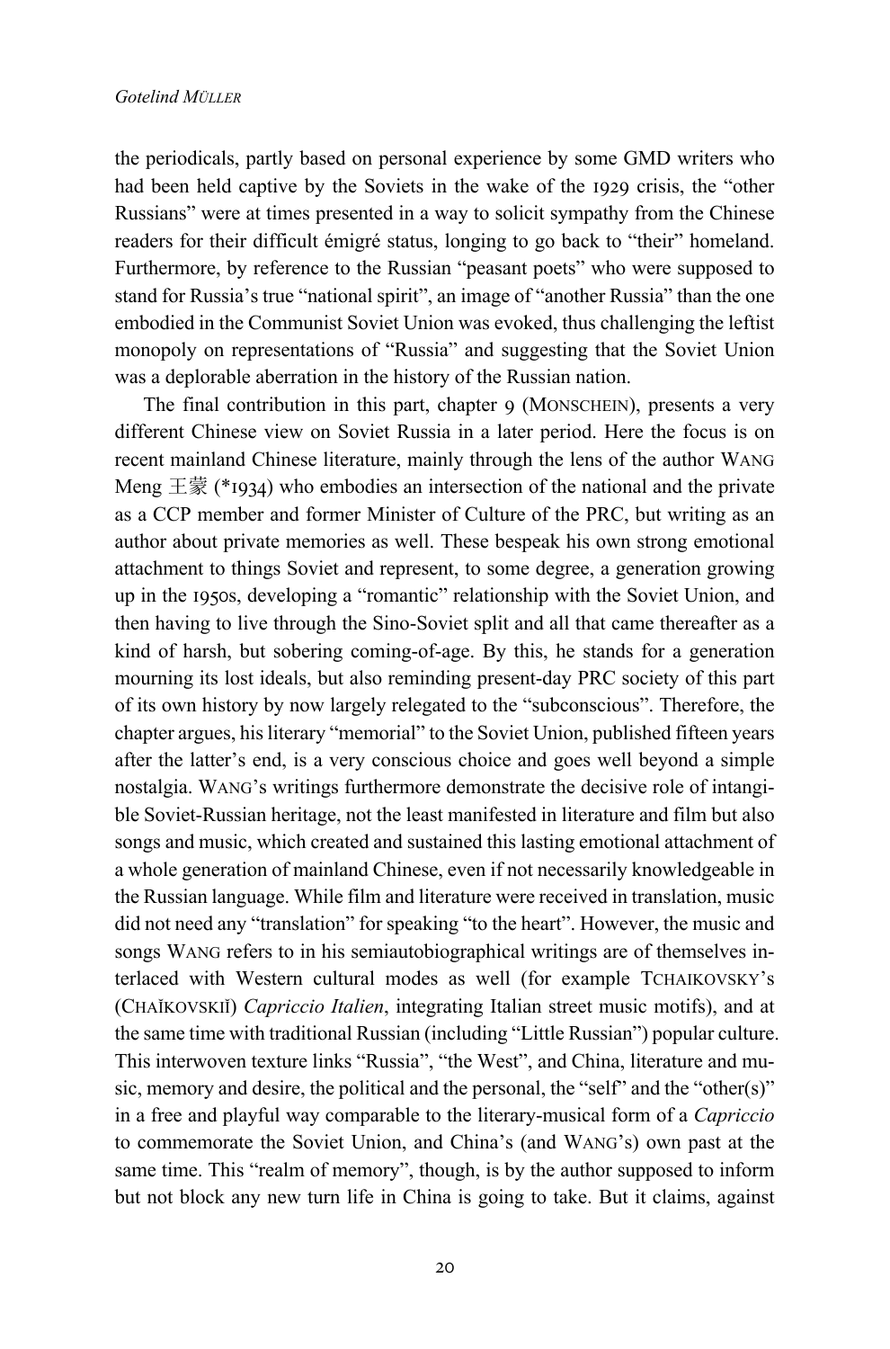the periodicals, partly based on personal experience by some GMD writers who had been held captive by the Soviets in the wake of the 1929 crisis, the “other Russians” were at times presented in a way to solicit sympathy from the Chinese readers for their difficult émigré status, longing to go back to “their” homeland. Furthermore, by reference to the Russian “peasant poets” who were supposed to stand for Russia’s true “national spirit”, an image of “another Russia” than the one embodied in the Communist Soviet Union was evoked, thus challenging the leftist monopoly on representations of “Russia” and suggesting that the Soviet Union was a deplorable aberration in the history of the Russian nation.

The final contribution in this part, chapter 9 (MONSCHEIN), presents a very different Chinese view on Soviet Russia in a later period. Here the focus is on recent mainland Chinese literature, mainly through the lens of the author WANG Meng 王蒙 (*1934) who embodies an intersection of the national and the private as a CCP member and former Minister of Culture of the PRC, but writing as an author about private memories as well. These bespeak his own strong emotional attachment to things Soviet and represent, to some degree, a generation growing up in the 1950s, developing a “romantic” relationship with the Soviet Union, and then having to live through the Sino-Soviet split and all that came thereafter as a kind of harsh, but sobering coming-of-age. By this, he stands for a generation mourning its lost ideals, but also reminding present-day PRC society of this part of its own history by now largely relegated to the “subconscious”. Therefore, the chapter argues, his literary “memorial” to the Soviet Union, published fifteen years after the latter’s end, is a very conscious choice and goes well beyond a simple nostalgia. WANG’s writings furthermore demonstrate the decisive role of intangible Soviet-Russian heritage, not the least manifested in literature and film but also songs and music, which created and sustained this lasting emotional attachment of a whole generation of mainland Chinese, even if not necessarily knowledgeable in the Russian language. While film and literature were received in translation, music did not need any “translation” for speaking “to the heart”. However, the music and songs WANG refers to in his semiautobiographical writings are of themselves interlaced with Western cultural modes as well (for example TCHAIKOVSKY’s (CHAĬKOVSKIĬ) *Capriccio Italien*, integrating Italian street music motifs), and at the same time with traditional Russian (including “Little Russian”) popular culture. This interwoven texture links “Russia”, “the West”, and China, literature and music, memory and desire, the political and the personal, the “self” and the “other(s)” in a free and playful way comparable to the literary-musical form of a *Capriccio* to commemorate the Soviet Union, and China’s (and WANG’s) own past at the same time. This “realm of memory”, though, is by the author supposed to inform but not block any new turn life in China is going to take. But it claims, against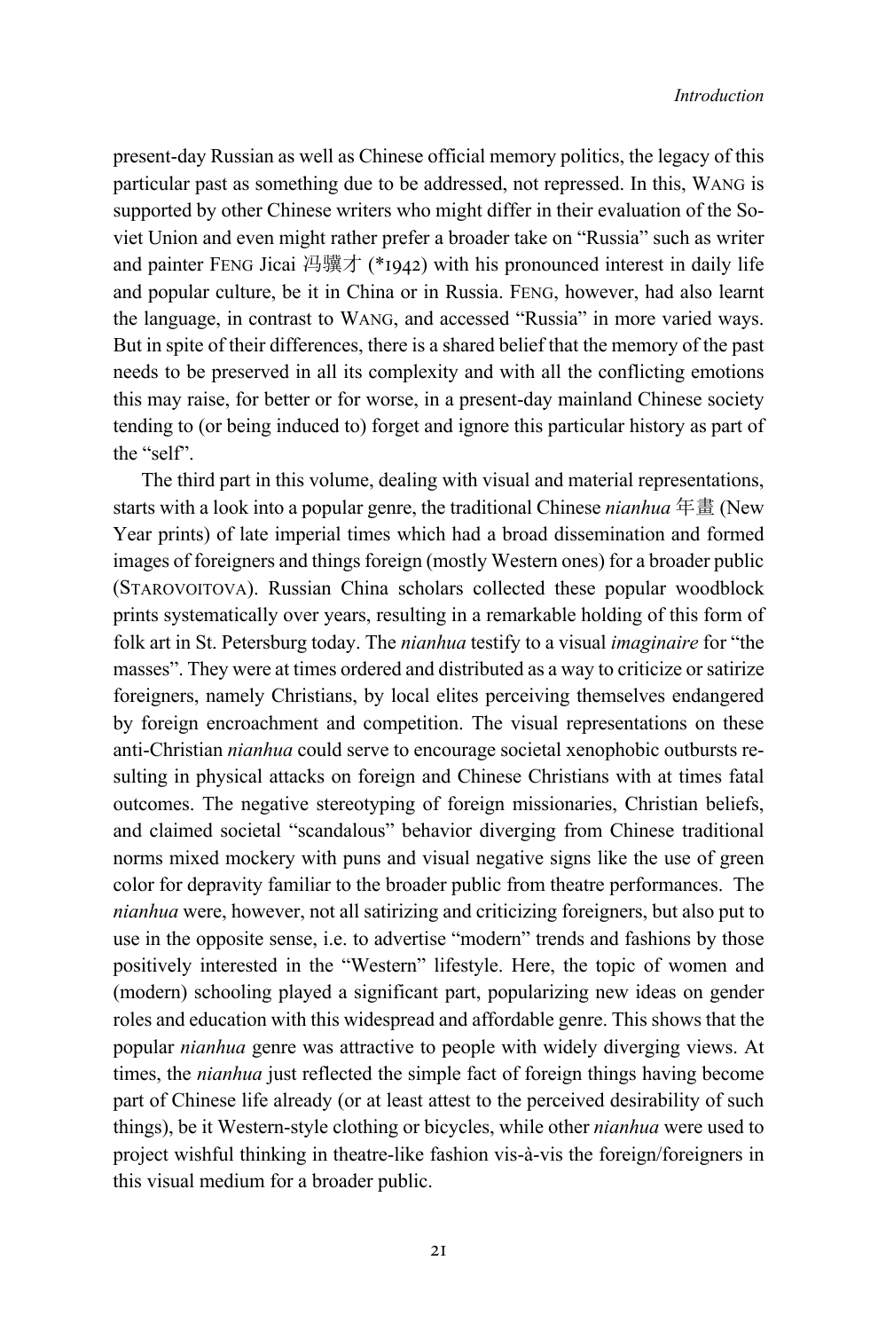present-day Russian as well as Chinese official memory politics, the legacy of this particular past as something due to be addressed, not repressed. In this, WANG is supported by other Chinese writers who might differ in their evaluation of the Soviet Union and even might rather prefer a broader take on "Russia" such as writer and painter FENG Jicai 冯骥才 (*1942) with his pronounced interest in daily life and popular culture, be it in China or in Russia. FENG, however, had also learnt the language, in contrast to WANG, and accessed "Russia" in more varied ways. But in spite of their differences, there is a shared belief that the memory of the past needs to be preserved in all its complexity and with all the conflicting emotions this may raise, for better or for worse, in a present-day mainland Chinese society tending to (or being induced to) forget and ignore this particular history as part of the "self".

The third part in this volume, dealing with visual and material representations, starts with a look into a popular genre, the traditional Chinese *nianhua* 年畫 (New Year prints) of late imperial times which had a broad dissemination and formed images of foreigners and things foreign (mostly Western ones) for a broader public (STAROVOITOVA). Russian China scholars collected these popular woodblock prints systematically over years, resulting in a remarkable holding of this form of folk art in St. Petersburg today. The *nianhua* testify to a visual *imaginaire* for "the masses". They were at times ordered and distributed as a way to criticize or satirize foreigners, namely Christians, by local elites perceiving themselves endangered by foreign encroachment and competition. The visual representations on these anti-Christian *nianhua* could serve to encourage societal xenophobic outbursts resulting in physical attacks on foreign and Chinese Christians with at times fatal outcomes. The negative stereotyping of foreign missionaries, Christian beliefs, and claimed societal "scandalous" behavior diverging from Chinese traditional norms mixed mockery with puns and visual negative signs like the use of green color for depravity familiar to the broader public from theatre performances. The *nianhua* were, however, not all satirizing and criticizing foreigners, but also put to use in the opposite sense, i.e. to advertise "modern" trends and fashions by those positively interested in the "Western" lifestyle. Here, the topic of women and (modern) schooling played a significant part, popularizing new ideas on gender roles and education with this widespread and affordable genre. This shows that the popular *nianhua* genre was attractive to people with widely diverging views. At times, the *nianhua* just reflected the simple fact of foreign things having become part of Chinese life already (or at least attest to the perceived desirability of such things), be it Western-style clothing or bicycles, while other *nianhua* were used to project wishful thinking in theatre-like fashion vis-à-vis the foreign/foreigners in this visual medium for a broader public.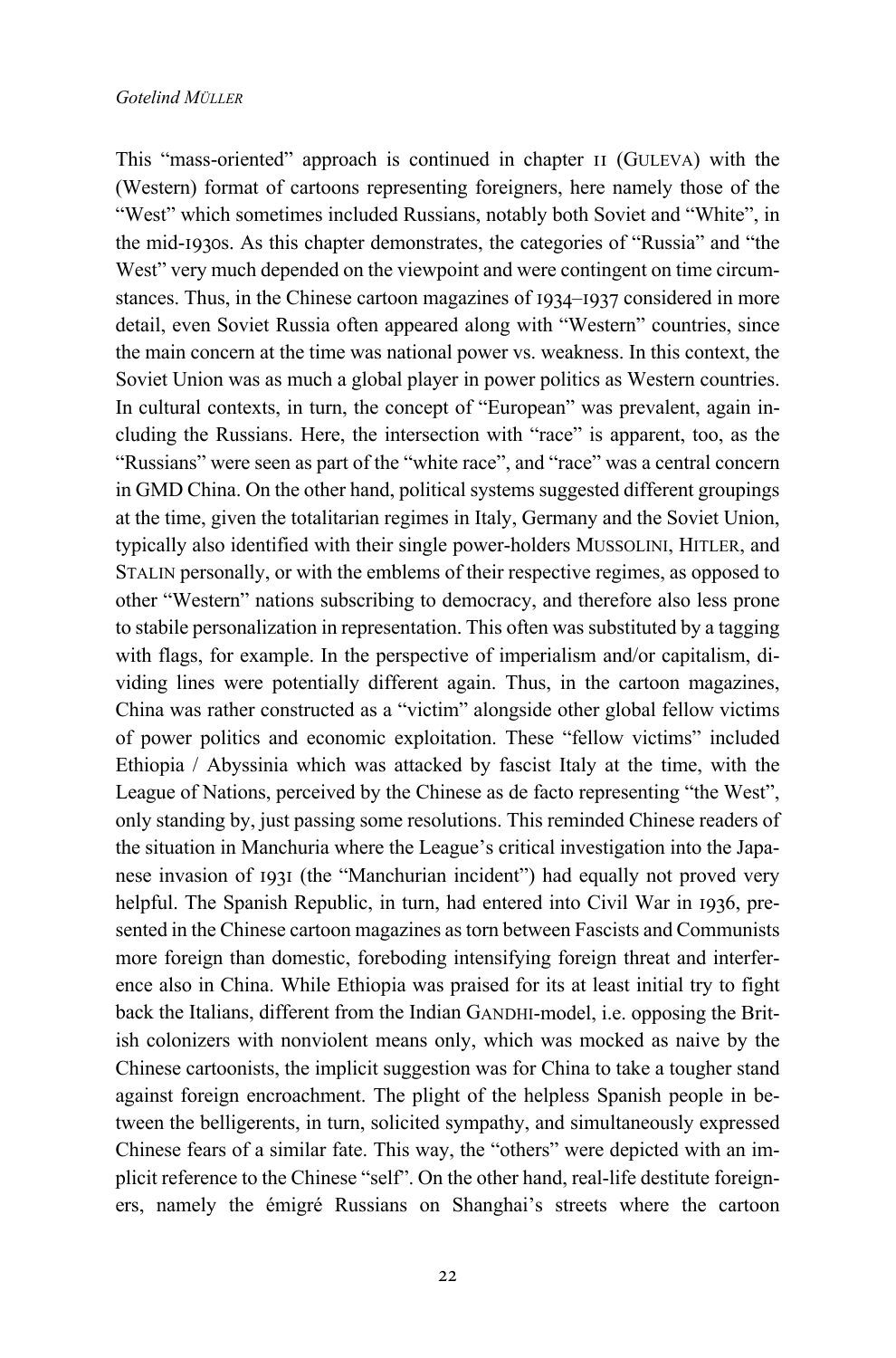This "mass-oriented" approach is continued in chapter II (GULEVA) with the (Western) format of cartoons representing foreigners, here namely those of the "West" which sometimes included Russians, notably both Soviet and "White", in the mid-1930s. As this chapter demonstrates, the categories of "Russia" and "the West" very much depended on the viewpoint and were contingent on time circumstances. Thus, in the Chinese cartoon magazines of 1934–1937 considered in more detail, even Soviet Russia often appeared along with "Western" countries, since the main concern at the time was national power vs. weakness. In this context, the Soviet Union was as much a global player in power politics as Western countries. In cultural contexts, in turn, the concept of "European" was prevalent, again including the Russians. Here, the intersection with "race" is apparent, too, as the "Russians" were seen as part of the "white race", and "race" was a central concern in GMD China. On the other hand, political systems suggested different groupings at the time, given the totalitarian regimes in Italy, Germany and the Soviet Union, typically also identified with their single power-holders MUSSOLINI, HITLER, and STALIN personally, or with the emblems of their respective regimes, as opposed to other "Western" nations subscribing to democracy, and therefore also less prone to stabile personalization in representation. This often was substituted by a tagging with flags, for example. In the perspective of imperialism and/or capitalism, dividing lines were potentially different again. Thus, in the cartoon magazines, China was rather constructed as a "victim" alongside other global fellow victims of power politics and economic exploitation. These "fellow victims" included Ethiopia / Abyssinia which was attacked by fascist Italy at the time, with the League of Nations, perceived by the Chinese as de facto representing "the West", only standing by, just passing some resolutions. This reminded Chinese readers of the situation in Manchuria where the League's critical investigation into the Japanese invasion of 1931 (the "Manchurian incident") had equally not proved very helpful. The Spanish Republic, in turn, had entered into Civil War in 1936, presented in the Chinese cartoon magazines as torn between Fascists and Communists more foreign than domestic, foreboding intensifying foreign threat and interference also in China. While Ethiopia was praised for its at least initial try to fight back the Italians, different from the Indian GANDHI-model, i.e. opposing the British colonizers with nonviolent means only, which was mocked as naive by the Chinese cartoonists, the implicit suggestion was for China to take a tougher stand against foreign encroachment. The plight of the helpless Spanish people in between the belligerents, in turn, solicited sympathy, and simultaneously expressed Chinese fears of a similar fate. This way, the "others" were depicted with an implicit reference to the Chinese "self". On the other hand, real-life destitute foreigners, namely the émigré Russians on Shanghai's streets where the cartoon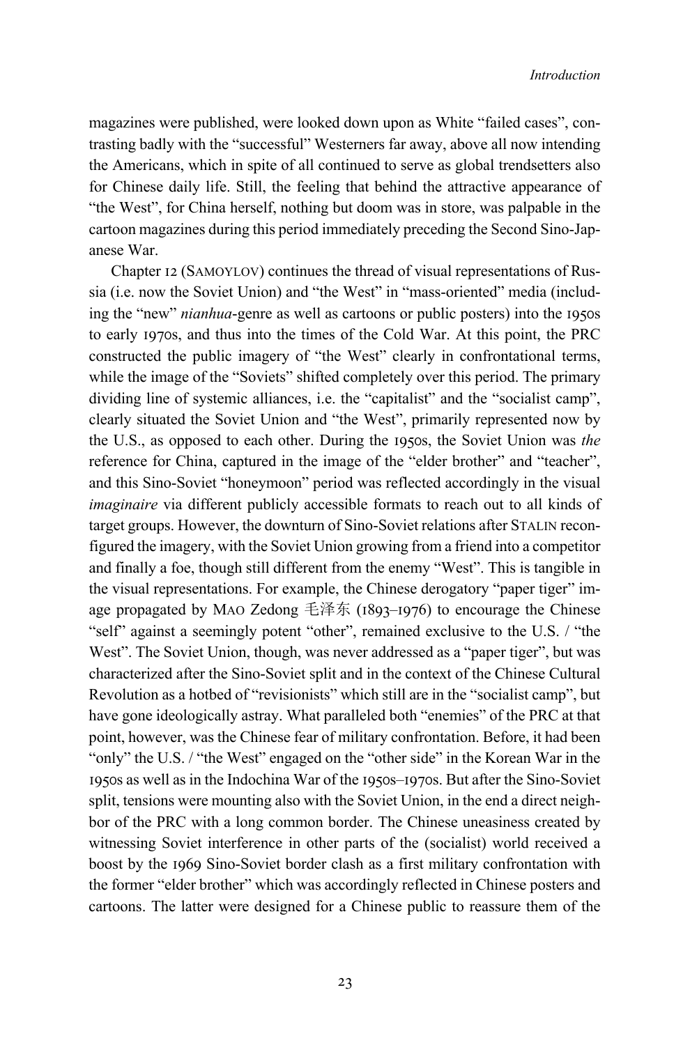magazines were published, were looked down upon as White "failed cases", contrasting badly with the "successful" Westerners far away, above all now intending the Americans, which in spite of all continued to serve as global trendsetters also for Chinese daily life. Still, the feeling that behind the attractive appearance of "the West", for China herself, nothing but doom was in store, was palpable in the cartoon magazines during this period immediately preceding the Second Sino-Japanese War.

Chapter 12 (SAMOYLOV) continues the thread of visual representations of Russia (i.e. now the Soviet Union) and "the West" in "mass-oriented" media (including the "new" *nianhua*-genre as well as cartoons or public posters) into the 1950s to early 1970s, and thus into the times of the Cold War. At this point, the PRC constructed the public imagery of "the West" clearly in confrontational terms, while the image of the "Soviets" shifted completely over this period. The primary dividing line of systemic alliances, i.e. the "capitalist" and the "socialist camp", clearly situated the Soviet Union and "the West", primarily represented now by the U.S., as opposed to each other. During the 1950s, the Soviet Union was *the* reference for China, captured in the image of the "elder brother" and "teacher", and this Sino-Soviet "honeymoon" period was reflected accordingly in the visual *imaginaire* via different publicly accessible formats to reach out to all kinds of target groups. However, the downturn of Sino-Soviet relations after STALIN reconfigured the imagery, with the Soviet Union growing from a friend into a competitor and finally a foe, though still different from the enemy "West". This is tangible in the visual representations. For example, the Chinese derogatory "paper tiger" image propagated by MAO Zedong 毛泽东 (1893–1976) to encourage the Chinese "self" against a seemingly potent "other", remained exclusive to the U.S. / "the West". The Soviet Union, though, was never addressed as a "paper tiger", but was characterized after the Sino-Soviet split and in the context of the Chinese Cultural Revolution as a hotbed of "revisionists" which still are in the "socialist camp", but have gone ideologically astray. What paralleled both "enemies" of the PRC at that point, however, was the Chinese fear of military confrontation. Before, it had been "only" the U.S. / "the West" engaged on the "other side" in the Korean War in the 1950s as well as in the Indochina War of the 1950s–1970s. But after the Sino-Soviet split, tensions were mounting also with the Soviet Union, in the end a direct neighbor of the PRC with a long common border. The Chinese uneasiness created by witnessing Soviet interference in other parts of the (socialist) world received a boost by the 1969 Sino-Soviet border clash as a first military confrontation with the former "elder brother" which was accordingly reflected in Chinese posters and cartoons. The latter were designed for a Chinese public to reassure them of the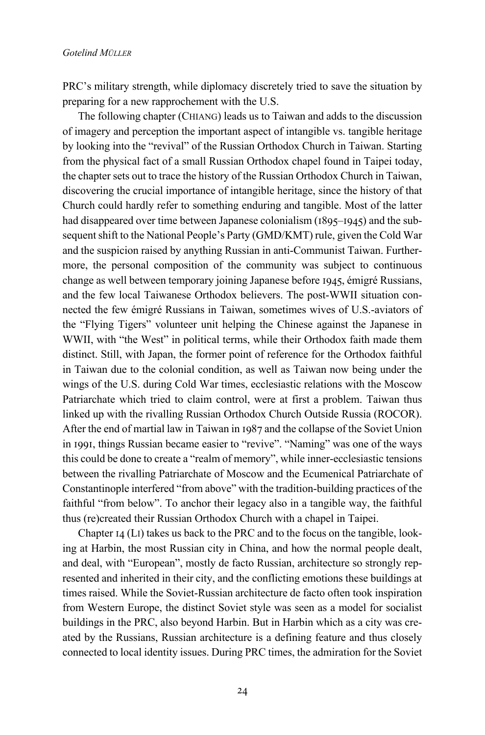PRC's military strength, while diplomacy discretely tried to save the situation by preparing for a new rapprochement with the U.S.

The following chapter (CHIANG) leads us to Taiwan and adds to the discussion of imagery and perception the important aspect of intangible vs. tangible heritage by looking into the "revival" of the Russian Orthodox Church in Taiwan. Starting from the physical fact of a small Russian Orthodox chapel found in Taipei today, the chapter sets out to trace the history of the Russian Orthodox Church in Taiwan, discovering the crucial importance of intangible heritage, since the history of that Church could hardly refer to something enduring and tangible. Most of the latter had disappeared over time between Japanese colonialism (1895–1945) and the subsequent shift to the National People's Party (GMD/KMT) rule, given the Cold War and the suspicion raised by anything Russian in anti-Communist Taiwan. Furthermore, the personal composition of the community was subject to continuous change as well between temporary joining Japanese before 1945, émigré Russians, and the few local Taiwanese Orthodox believers. The post-WWII situation connected the few émigré Russians in Taiwan, sometimes wives of U.S.-aviators of the "Flying Tigers" volunteer unit helping the Chinese against the Japanese in WWII, with "the West" in political terms, while their Orthodox faith made them distinct. Still, with Japan, the former point of reference for the Orthodox faithful in Taiwan due to the colonial condition, as well as Taiwan now being under the wings of the U.S. during Cold War times, ecclesiastic relations with the Moscow Patriarchate which tried to claim control, were at first a problem. Taiwan thus linked up with the rivalling Russian Orthodox Church Outside Russia (ROCOR). After the end of martial law in Taiwan in 1987 and the collapse of the Soviet Union in 1991, things Russian became easier to "revive". "Naming" was one of the ways this could be done to create a "realm of memory", while inner-ecclesiastic tensions between the rivalling Patriarchate of Moscow and the Ecumenical Patriarchate of Constantinople interfered "from above" with the tradition-building practices of the faithful "from below". To anchor their legacy also in a tangible way, the faithful thus (re)created their Russian Orthodox Church with a chapel in Taipei.

Chapter 14 (LI) takes us back to the PRC and to the focus on the tangible, looking at Harbin, the most Russian city in China, and how the normal people dealt, and deal, with "European", mostly de facto Russian, architecture so strongly represented and inherited in their city, and the conflicting emotions these buildings at times raised. While the Soviet-Russian architecture de facto often took inspiration from Western Europe, the distinct Soviet style was seen as a model for socialist buildings in the PRC, also beyond Harbin. But in Harbin which as a city was created by the Russians, Russian architecture is a defining feature and thus closely connected to local identity issues. During PRC times, the admiration for the Soviet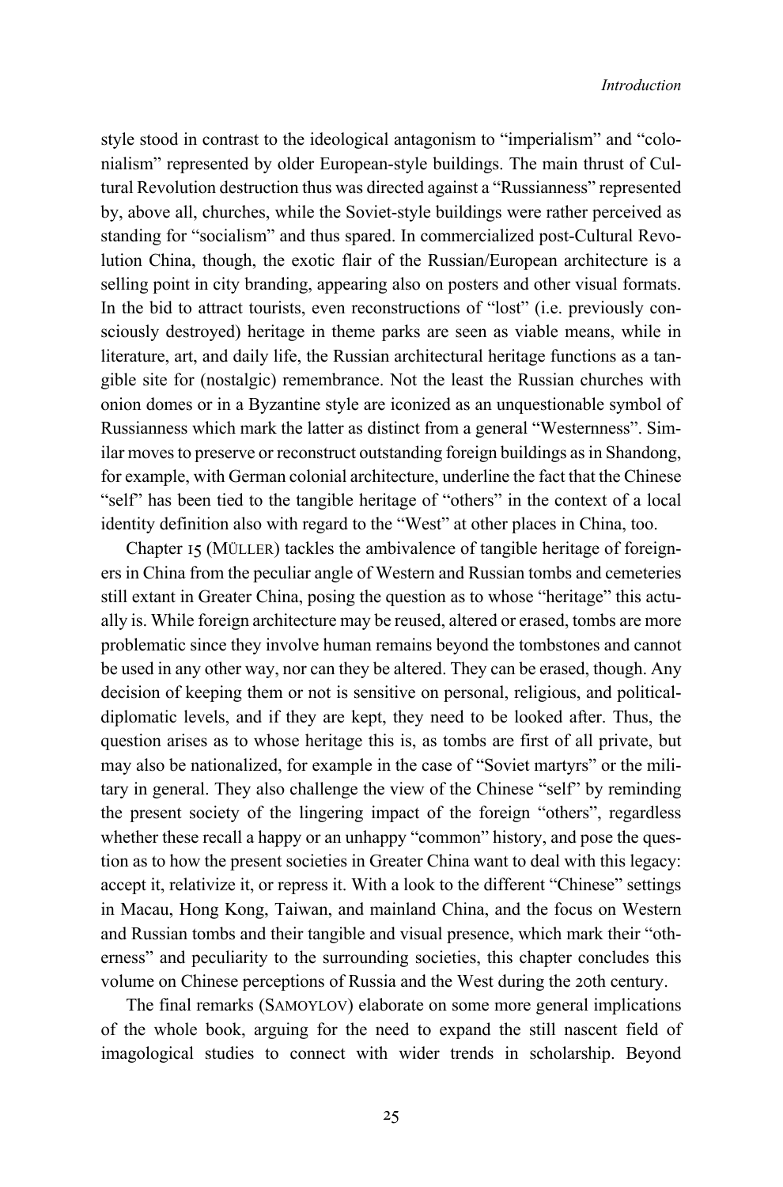style stood in contrast to the ideological antagonism to "imperialism" and "colonialism" represented by older European-style buildings. The main thrust of Cultural Revolution destruction thus was directed against a "Russianness" represented by, above all, churches, while the Soviet-style buildings were rather perceived as standing for "socialism" and thus spared. In commercialized post-Cultural Revolution China, though, the exotic flair of the Russian/European architecture is a selling point in city branding, appearing also on posters and other visual formats. In the bid to attract tourists, even reconstructions of "lost" (i.e. previously consciously destroyed) heritage in theme parks are seen as viable means, while in literature, art, and daily life, the Russian architectural heritage functions as a tangible site for (nostalgic) remembrance. Not the least the Russian churches with onion domes or in a Byzantine style are iconized as an unquestionable symbol of Russianness which mark the latter as distinct from a general "Westernness". Similar moves to preserve or reconstruct outstanding foreign buildings as in Shandong, for example, with German colonial architecture, underline the fact that the Chinese "self" has been tied to the tangible heritage of "others" in the context of a local identity definition also with regard to the "West" at other places in China, too.

Chapter 15 (MÜLLER) tackles the ambivalence of tangible heritage of foreigners in China from the peculiar angle of Western and Russian tombs and cemeteries still extant in Greater China, posing the question as to whose "heritage" this actually is. While foreign architecture may be reused, altered or erased, tombs are more problematic since they involve human remains beyond the tombstones and cannot be used in any other way, nor can they be altered. They can be erased, though. Any decision of keeping them or not is sensitive on personal, religious, and political-diplomatic levels, and if they are kept, they need to be looked after. Thus, the question arises as to whose heritage this is, as tombs are first of all private, but may also be nationalized, for example in the case of "Soviet martyrs" or the military in general. They also challenge the view of the Chinese "self" by reminding the present society of the lingering impact of the foreign "others", regardless whether these recall a happy or an unhappy "common" history, and pose the question as to how the present societies in Greater China want to deal with this legacy: accept it, relativize it, or repress it. With a look to the different "Chinese" settings in Macau, Hong Kong, Taiwan, and mainland China, and the focus on Western and Russian tombs and their tangible and visual presence, which mark their "otherness" and peculiarity to the surrounding societies, this chapter concludes this volume on Chinese perceptions of Russia and the West during the 20th century.

The final remarks (SAMOYLOV) elaborate on some more general implications of the whole book, arguing for the need to expand the still nascent field of imagological studies to connect with wider trends in scholarship. Beyond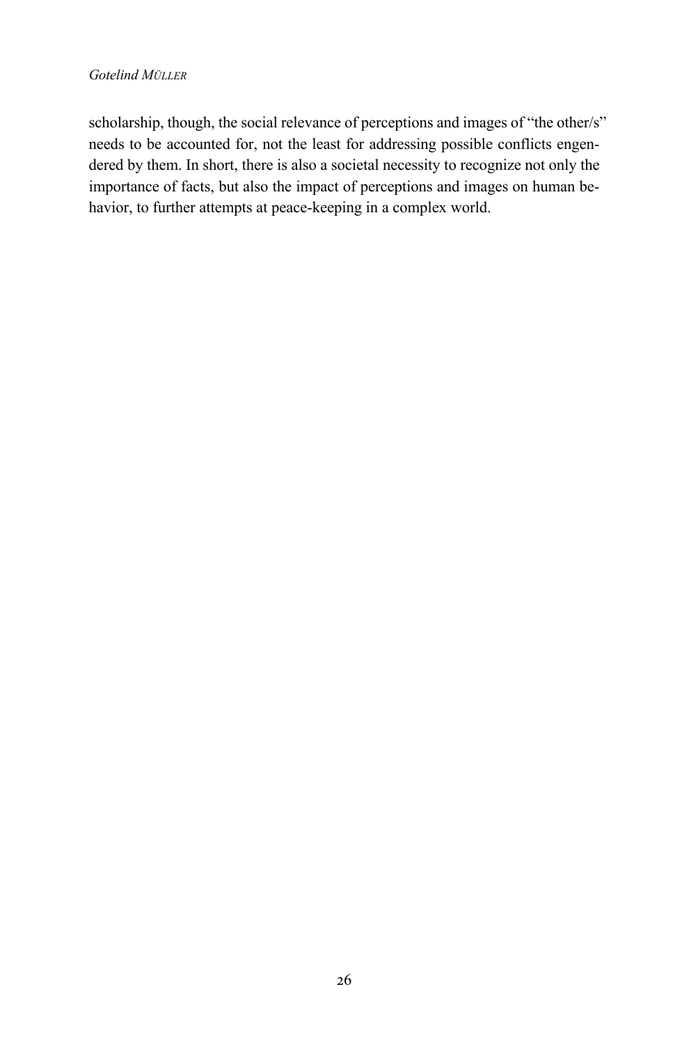scholarship, though, the social relevance of perceptions and images of "the other/s" needs to be accounted for, not the least for addressing possible conflicts engendered by them. In short, there is also a societal necessity to recognize not only the importance of facts, but also the impact of perceptions and images on human behavior, to further attempts at peace-keeping in a complex world.